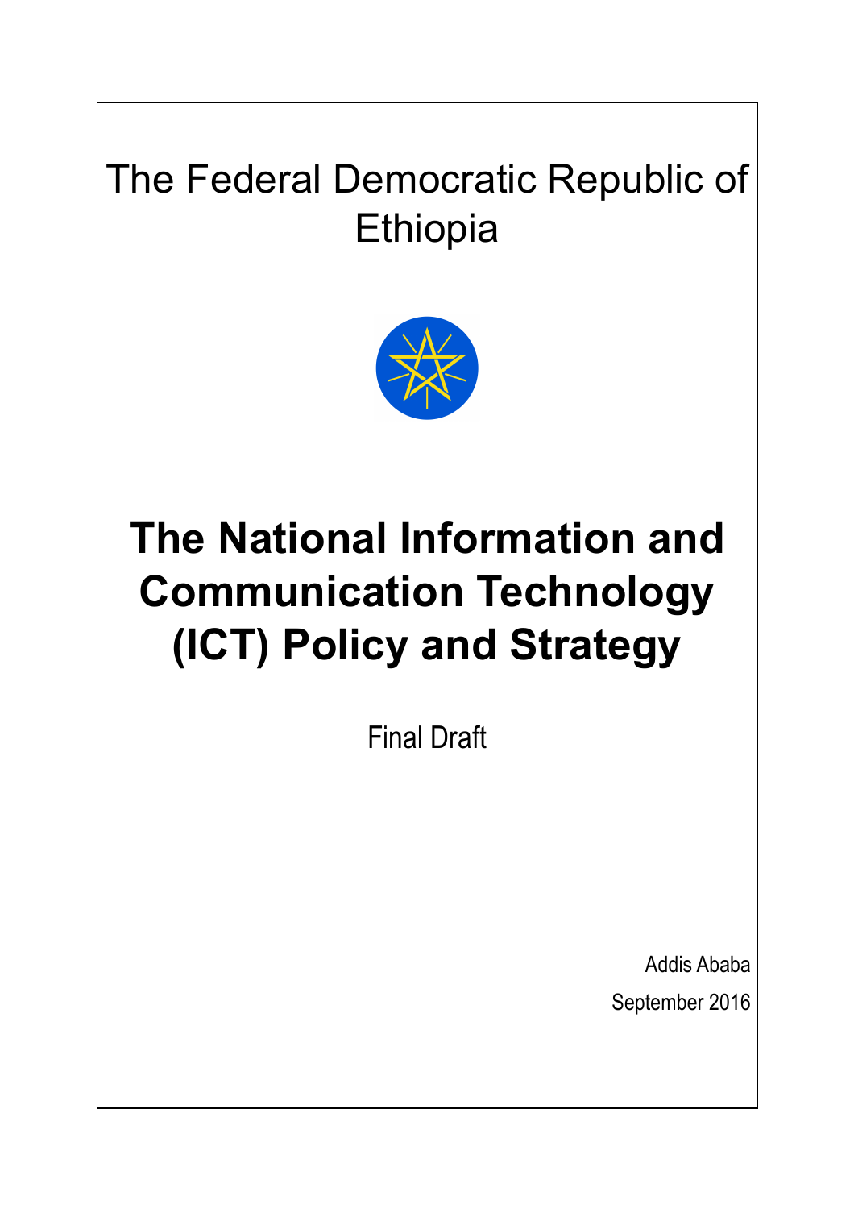The Federal Democratic Republic of Ethiopia

# The National Information and Communication Technology (ICT) Policy and Strategy

Final Draft

Addis Ababa

September 2016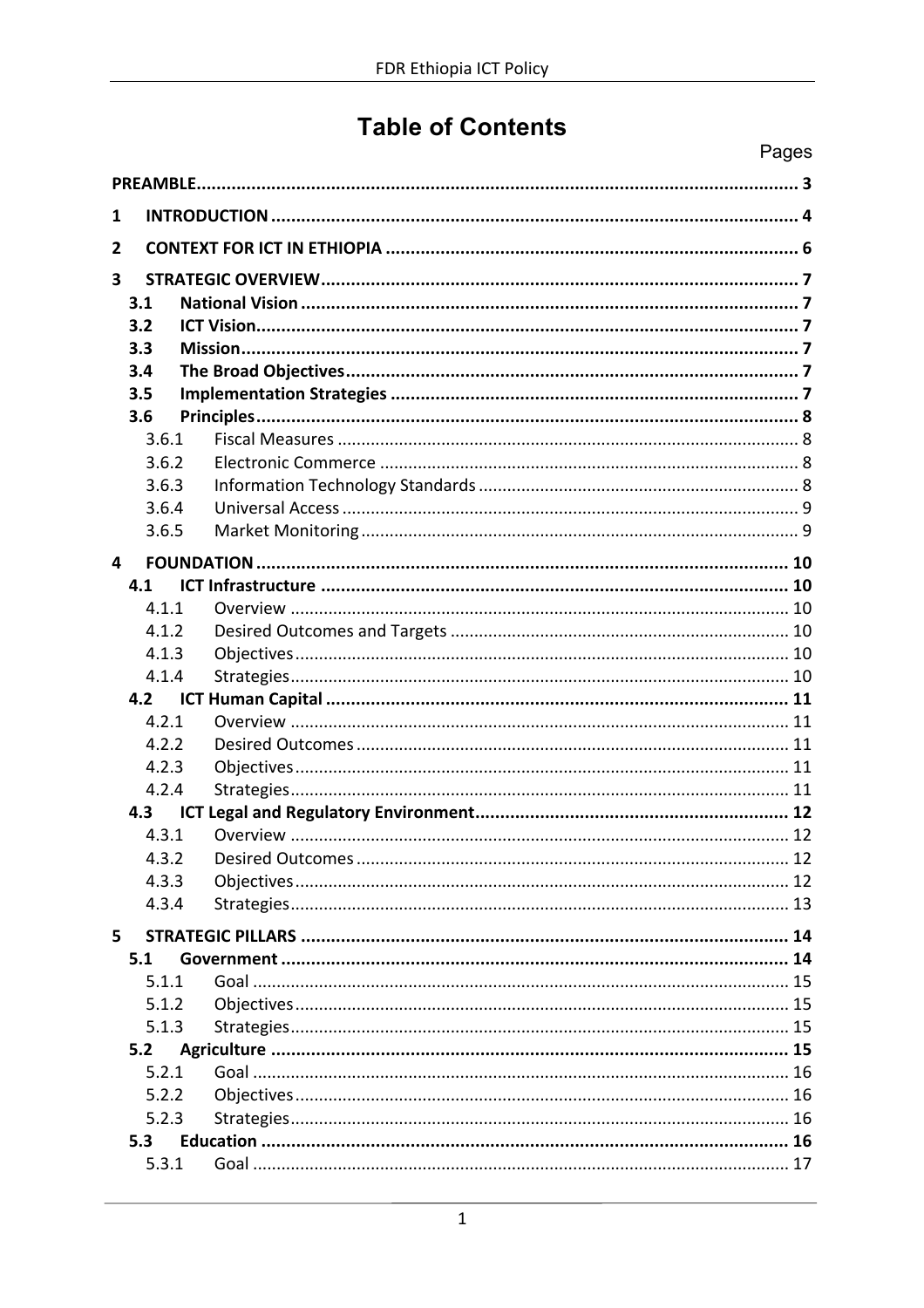# Table of Contents

Pages

**PREAMBLE** ..... 3

**1 INTRODUCTION** ..... 4

**2 CONTEXT FOR ICT IN ETHIOPIA** ..... 6

**3 STRATEGIC OVERVIEW** ..... 7

- **3.1 National Vision** ..... 7
- **3.2 ICT Vision** ..... 7
- **3.3 Mission** ..... 7
- **3.4 The Broad Objectives** ..... 7
- **3.5 Implementation Strategies** ..... 7
- **3.6 Principles** ..... 8
  - 3.6.1 Fiscal Measures ..... 8
  - 3.6.2 Electronic Commerce ..... 8
  - 3.6.3 Information Technology Standards ..... 8
  - 3.6.4 Universal Access ..... 9
  - 3.6.5 Market Monitoring ..... 9

**4 FOUNDATION** ..... 10

- **4.1 ICT Infrastructure** ..... 10
  - 4.1.1 Overview ..... 10
  - 4.1.2 Desired Outcomes and Targets ..... 10
  - 4.1.3 Objectives ..... 10
  - 4.1.4 Strategies ..... 10
- **4.2 ICT Human Capital** ..... 11
  - 4.2.1 Overview ..... 11
  - 4.2.2 Desired Outcomes ..... 11
  - 4.2.3 Objectives ..... 11
  - 4.2.4 Strategies ..... 11
- **4.3 ICT Legal and Regulatory Environment** ..... 12
  - 4.3.1 Overview ..... 12
  - 4.3.2 Desired Outcomes ..... 12
  - 4.3.3 Objectives ..... 12
  - 4.3.4 Strategies ..... 13

**5 STRATEGIC PILLARS** ..... 14

- **5.1 Government** ..... 14
  - 5.1.1 Goal ..... 15
  - 5.1.2 Objectives ..... 15
  - 5.1.3 Strategies ..... 15
- **5.2 Agriculture** ..... 15
  - 5.2.1 Goal ..... 16
  - 5.2.2 Objectives ..... 16
  - 5.2.3 Strategies ..... 16
- **5.3 Education** ..... 16
  - 5.3.1 Goal ..... 17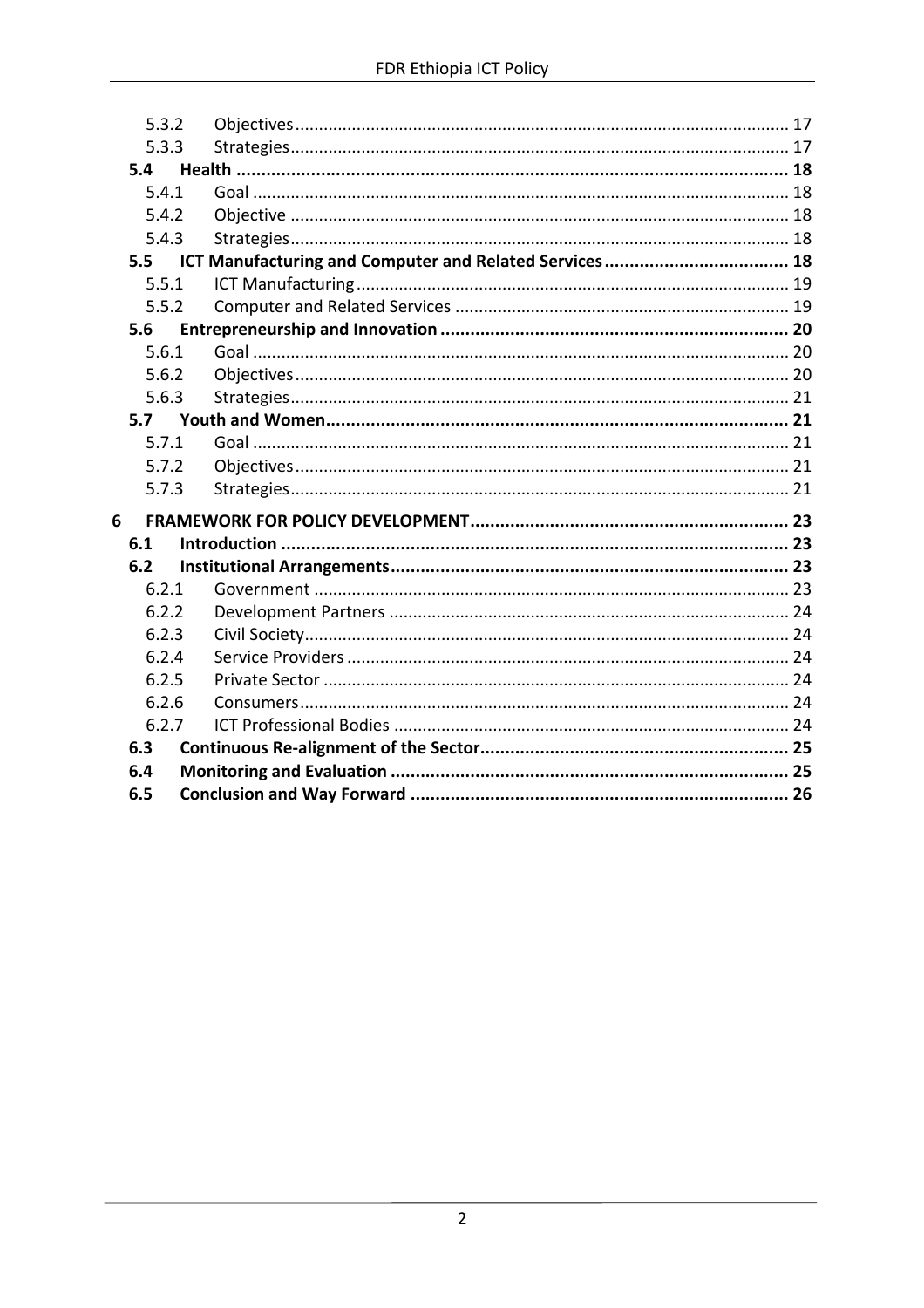5.3.2 Objectives ........................................................................................................ 17

5.3.3 Strategies ........................................................................................................ 17

**5.4 Health ........................................................................................................ 18**

5.4.1 Goal ........................................................................................................ 18

5.4.2 Objective ........................................................................................................ 18

5.4.3 Strategies ........................................................................................................ 18

**5.5 ICT Manufacturing and Computer and Related Services ........................................ 18**

5.5.1 ICT Manufacturing ........................................................................................ 19

5.5.2 Computer and Related Services ...................................................................... 19

**5.6 Entrepreneurship and Innovation ........................................................................ 20**

5.6.1 Goal ........................................................................................................ 20

5.6.2 Objectives ........................................................................................................ 20

5.6.3 Strategies ........................................................................................................ 21

**5.7 Youth and Women ........................................................................................ 21**

5.7.1 Goal ........................................................................................................ 21

5.7.2 Objectives ........................................................................................................ 21

5.7.3 Strategies ........................................................................................................ 21

**6 FRAMEWORK FOR POLICY DEVELOPMENT ........................................................ 23**

**6.1 Introduction ........................................................................................................ 23**

**6.2 Institutional Arrangements ................................................................................ 23**

6.2.1 Government ........................................................................................................ 23

6.2.2 Development Partners ...................................................................................... 24

6.2.3 Civil Society ........................................................................................................ 24

6.2.4 Service Providers ............................................................................................ 24

6.2.5 Private Sector ................................................................................................ 24

6.2.6 Consumers ........................................................................................................ 24

6.2.7 ICT Professional Bodies .................................................................................. 24

**6.3 Continuous Re-alignment of the Sector ................................................................ 25**

**6.4 Monitoring and Evaluation ................................................................................ 25**

**6.5 Conclusion and Way Forward ............................................................................ 26**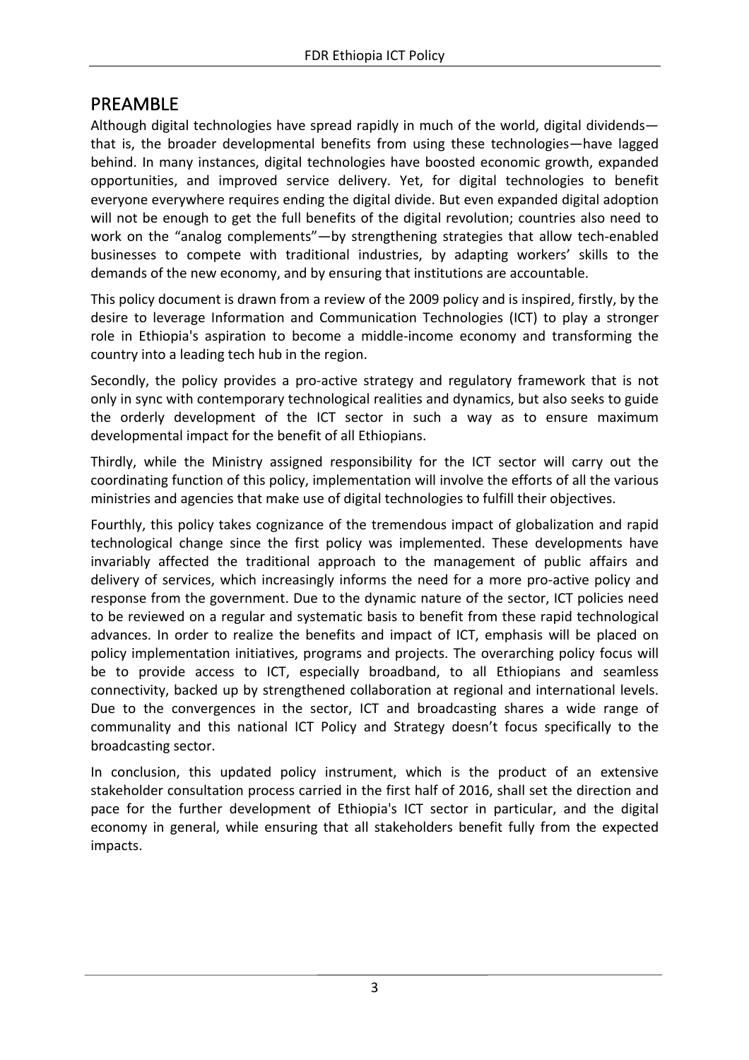# PREAMBLE

Although digital technologies have spread rapidly in much of the world, digital dividends—that is, the broader developmental benefits from using these technologies—have lagged behind. In many instances, digital technologies have boosted economic growth, expanded opportunities, and improved service delivery. Yet, for digital technologies to benefit everyone everywhere requires ending the digital divide. But even expanded digital adoption will not be enough to get the full benefits of the digital revolution; countries also need to work on the "analog complements"—by strengthening strategies that allow tech-enabled businesses to compete with traditional industries, by adapting workers' skills to the demands of the new economy, and by ensuring that institutions are accountable.

This policy document is drawn from a review of the 2009 policy and is inspired, firstly, by the desire to leverage Information and Communication Technologies (ICT) to play a stronger role in Ethiopia's aspiration to become a middle-income economy and transforming the country into a leading tech hub in the region.

Secondly, the policy provides a pro-active strategy and regulatory framework that is not only in sync with contemporary technological realities and dynamics, but also seeks to guide the orderly development of the ICT sector in such a way as to ensure maximum developmental impact for the benefit of all Ethiopians.

Thirdly, while the Ministry assigned responsibility for the ICT sector will carry out the coordinating function of this policy, implementation will involve the efforts of all the various ministries and agencies that make use of digital technologies to fulfill their objectives.

Fourthly, this policy takes cognizance of the tremendous impact of globalization and rapid technological change since the first policy was implemented. These developments have invariably affected the traditional approach to the management of public affairs and delivery of services, which increasingly informs the need for a more pro-active policy and response from the government. Due to the dynamic nature of the sector, ICT policies need to be reviewed on a regular and systematic basis to benefit from these rapid technological advances. In order to realize the benefits and impact of ICT, emphasis will be placed on policy implementation initiatives, programs and projects. The overarching policy focus will be to provide access to ICT, especially broadband, to all Ethiopians and seamless connectivity, backed up by strengthened collaboration at regional and international levels. Due to the convergences in the sector, ICT and broadcasting shares a wide range of communality and this national ICT Policy and Strategy doesn't focus specifically to the broadcasting sector.

In conclusion, this updated policy instrument, which is the product of an extensive stakeholder consultation process carried in the first half of 2016, shall set the direction and pace for the further development of Ethiopia's ICT sector in particular, and the digital economy in general, while ensuring that all stakeholders benefit fully from the expected impacts.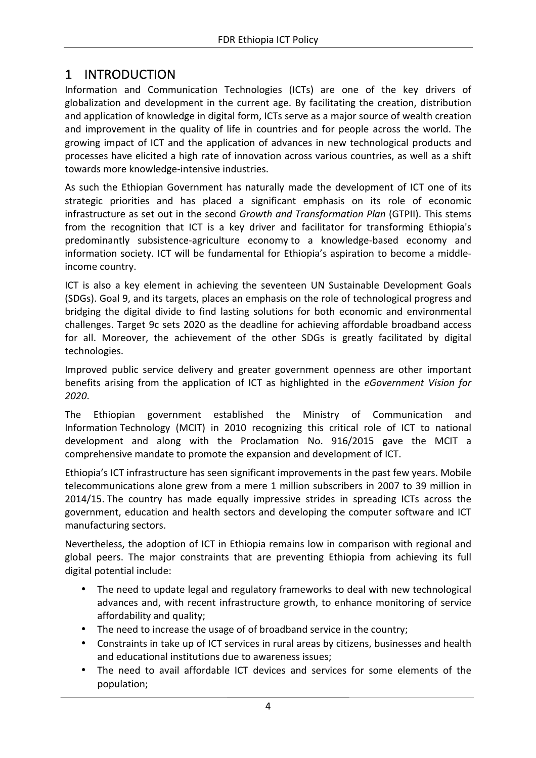# 1 INTRODUCTION

Information and Communication Technologies (ICTs) are one of the key drivers of globalization and development in the current age. By facilitating the creation, distribution and application of knowledge in digital form, ICTs serve as a major source of wealth creation and improvement in the quality of life in countries and for people across the world. The growing impact of ICT and the application of advances in new technological products and processes have elicited a high rate of innovation across various countries, as well as a shift towards more knowledge-intensive industries.

As such the Ethiopian Government has naturally made the development of ICT one of its strategic priorities and has placed a significant emphasis on its role of economic infrastructure as set out in the second *Growth and Transformation Plan* (GTPII). This stems from the recognition that ICT is a key driver and facilitator for transforming Ethiopia's predominantly subsistence-agriculture economy to a knowledge-based economy and information society. ICT will be fundamental for Ethiopia's aspiration to become a middle-income country.

ICT is also a key element in achieving the seventeen UN Sustainable Development Goals (SDGs). Goal 9, and its targets, places an emphasis on the role of technological progress and bridging the digital divide to find lasting solutions for both economic and environmental challenges. Target 9c sets 2020 as the deadline for achieving affordable broadband access for all. Moreover, the achievement of the other SDGs is greatly facilitated by digital technologies.

Improved public service delivery and greater government openness are other important benefits arising from the application of ICT as highlighted in the *eGovernment Vision for 2020*.

The Ethiopian government established the Ministry of Communication and Information Technology (MCIT) in 2010 recognizing this critical role of ICT to national development and along with the Proclamation No. 916/2015 gave the MCIT a comprehensive mandate to promote the expansion and development of ICT.

Ethiopia's ICT infrastructure has seen significant improvements in the past few years. Mobile telecommunications alone grew from a mere 1 million subscribers in 2007 to 39 million in 2014/15. The country has made equally impressive strides in spreading ICTs across the government, education and health sectors and developing the computer software and ICT manufacturing sectors.

Nevertheless, the adoption of ICT in Ethiopia remains low in comparison with regional and global peers. The major constraints that are preventing Ethiopia from achieving its full digital potential include:

- The need to update legal and regulatory frameworks to deal with new technological advances and, with recent infrastructure growth, to enhance monitoring of service affordability and quality;
- The need to increase the usage of of broadband service in the country;
- Constraints in take up of ICT services in rural areas by citizens, businesses and health and educational institutions due to awareness issues;
- The need to avail affordable ICT devices and services for some elements of the population;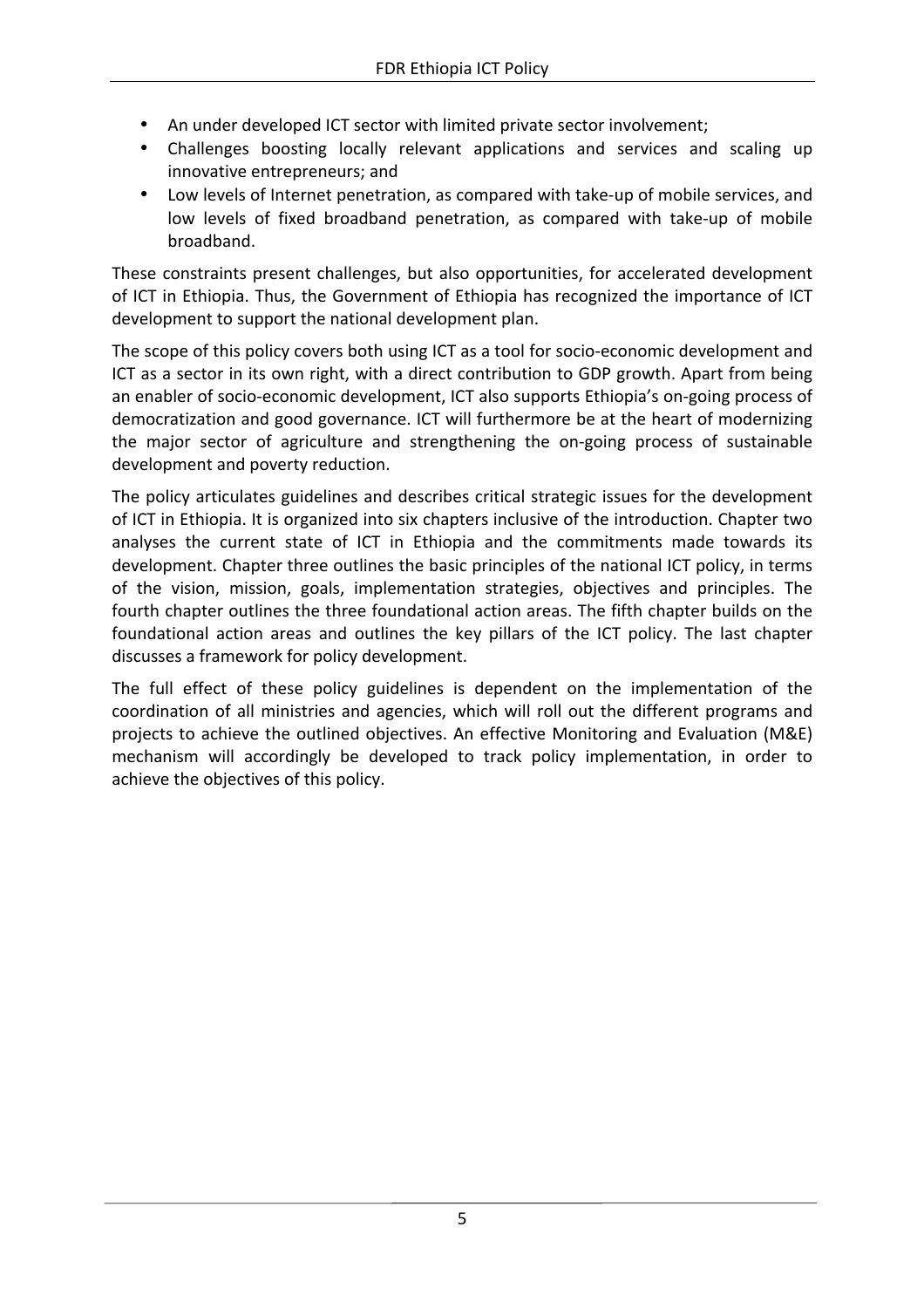- An under developed ICT sector with limited private sector involvement;
- Challenges boosting locally relevant applications and services and scaling up innovative entrepreneurs; and
- Low levels of Internet penetration, as compared with take-up of mobile services, and low levels of fixed broadband penetration, as compared with take-up of mobile broadband.

These constraints present challenges, but also opportunities, for accelerated development of ICT in Ethiopia. Thus, the Government of Ethiopia has recognized the importance of ICT development to support the national development plan.

The scope of this policy covers both using ICT as a tool for socio-economic development and ICT as a sector in its own right, with a direct contribution to GDP growth. Apart from being an enabler of socio-economic development, ICT also supports Ethiopia's on-going process of democratization and good governance. ICT will furthermore be at the heart of modernizing the major sector of agriculture and strengthening the on-going process of sustainable development and poverty reduction.

The policy articulates guidelines and describes critical strategic issues for the development of ICT in Ethiopia. It is organized into six chapters inclusive of the introduction. Chapter two analyses the current state of ICT in Ethiopia and the commitments made towards its development. Chapter three outlines the basic principles of the national ICT policy, in terms of the vision, mission, goals, implementation strategies, objectives and principles. The fourth chapter outlines the three foundational action areas. The fifth chapter builds on the foundational action areas and outlines the key pillars of the ICT policy. The last chapter discusses a framework for policy development.

The full effect of these policy guidelines is dependent on the implementation of the coordination of all ministries and agencies, which will roll out the different programs and projects to achieve the outlined objectives. An effective Monitoring and Evaluation (M&E) mechanism will accordingly be developed to track policy implementation, in order to achieve the objectives of this policy.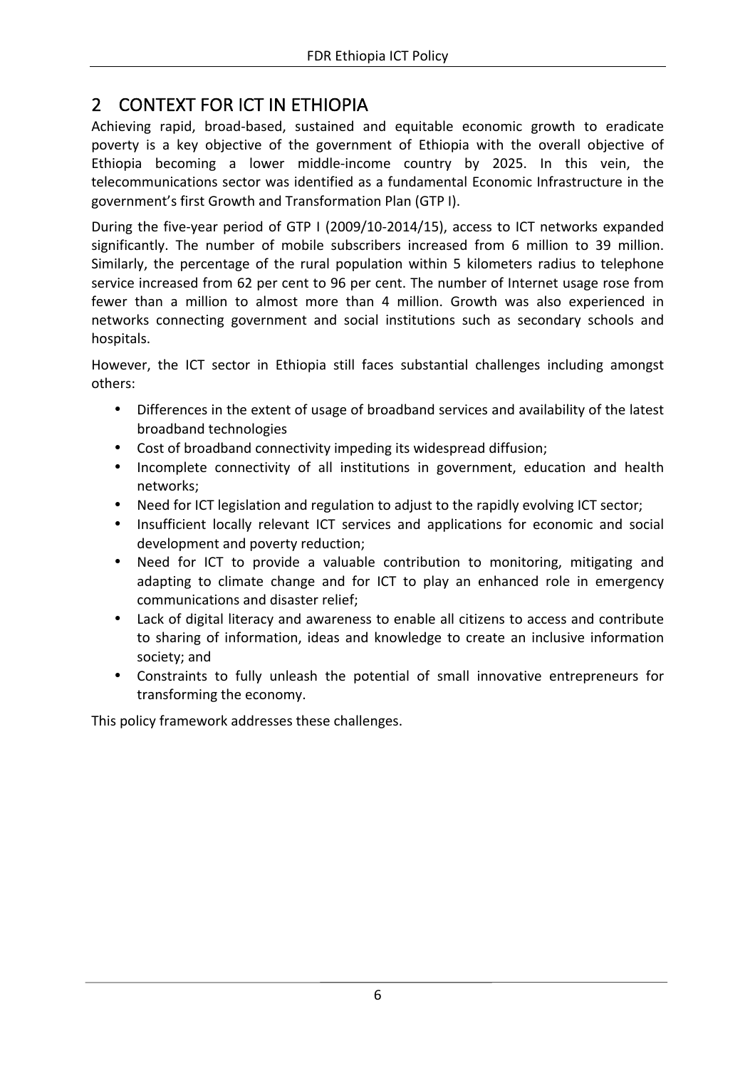# 2 CONTEXT FOR ICT IN ETHIOPIA

Achieving rapid, broad-based, sustained and equitable economic growth to eradicate poverty is a key objective of the government of Ethiopia with the overall objective of Ethiopia becoming a lower middle-income country by 2025. In this vein, the telecommunications sector was identified as a fundamental Economic Infrastructure in the government's first Growth and Transformation Plan (GTP I).

During the five-year period of GTP I (2009/10-2014/15), access to ICT networks expanded significantly. The number of mobile subscribers increased from 6 million to 39 million. Similarly, the percentage of the rural population within 5 kilometers radius to telephone service increased from 62 per cent to 96 per cent. The number of Internet usage rose from fewer than a million to almost more than 4 million. Growth was also experienced in networks connecting government and social institutions such as secondary schools and hospitals.

However, the ICT sector in Ethiopia still faces substantial challenges including amongst others:

- Differences in the extent of usage of broadband services and availability of the latest broadband technologies
- Cost of broadband connectivity impeding its widespread diffusion;
- Incomplete connectivity of all institutions in government, education and health networks;
- Need for ICT legislation and regulation to adjust to the rapidly evolving ICT sector;
- Insufficient locally relevant ICT services and applications for economic and social development and poverty reduction;
- Need for ICT to provide a valuable contribution to monitoring, mitigating and adapting to climate change and for ICT to play an enhanced role in emergency communications and disaster relief;
- Lack of digital literacy and awareness to enable all citizens to access and contribute to sharing of information, ideas and knowledge to create an inclusive information society; and
- Constraints to fully unleash the potential of small innovative entrepreneurs for transforming the economy.

This policy framework addresses these challenges.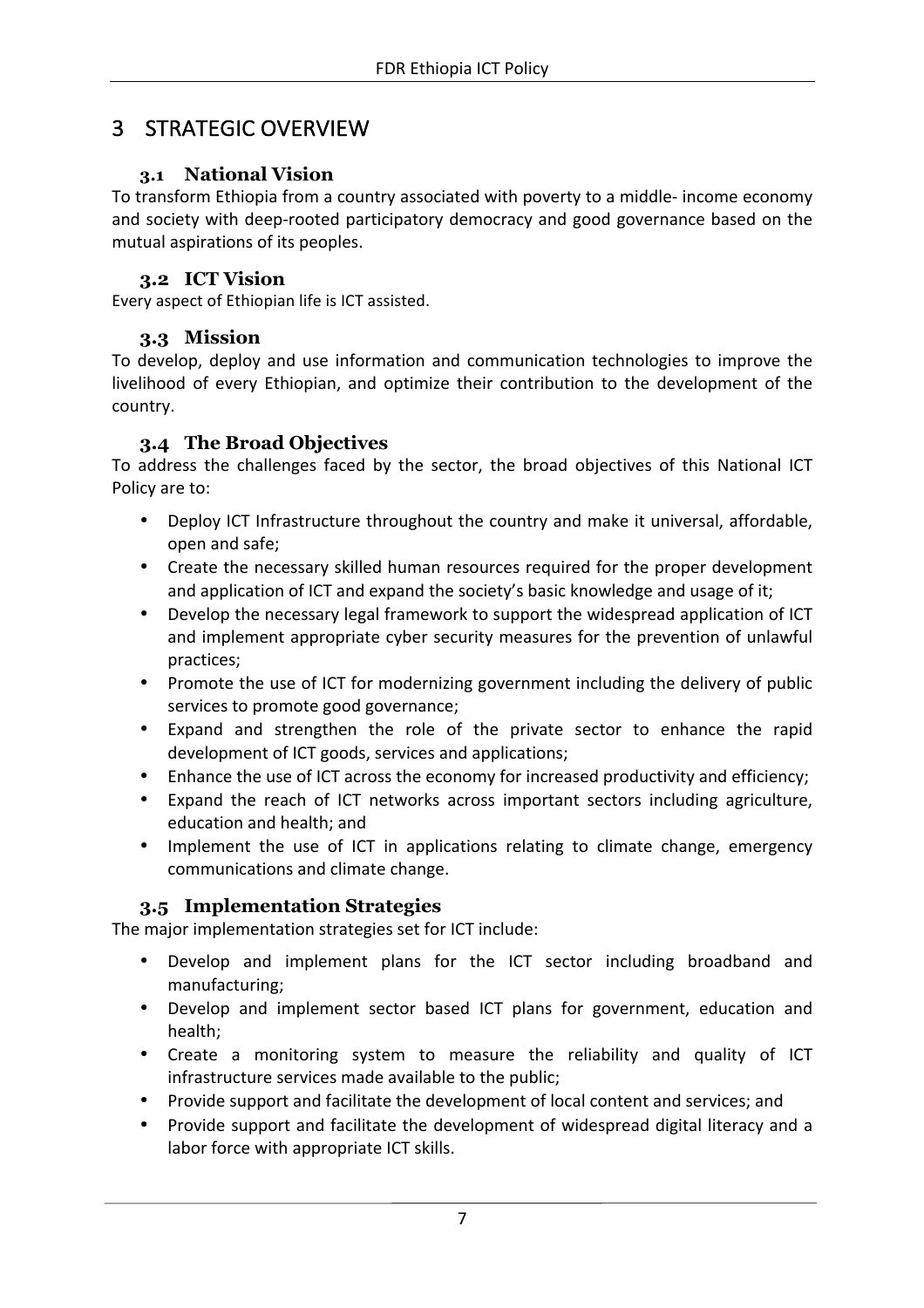# 3 STRATEGIC OVERVIEW

## 3.1 National Vision

To transform Ethiopia from a country associated with poverty to a middle- income economy and society with deep-rooted participatory democracy and good governance based on the mutual aspirations of its peoples.

## 3.2 ICT Vision

Every aspect of Ethiopian life is ICT assisted.

## 3.3 Mission

To develop, deploy and use information and communication technologies to improve the livelihood of every Ethiopian, and optimize their contribution to the development of the country.

## 3.4 The Broad Objectives

To address the challenges faced by the sector, the broad objectives of this National ICT Policy are to:

- Deploy ICT Infrastructure throughout the country and make it universal, affordable, open and safe;
- Create the necessary skilled human resources required for the proper development and application of ICT and expand the society's basic knowledge and usage of it;
- Develop the necessary legal framework to support the widespread application of ICT and implement appropriate cyber security measures for the prevention of unlawful practices;
- Promote the use of ICT for modernizing government including the delivery of public services to promote good governance;
- Expand and strengthen the role of the private sector to enhance the rapid development of ICT goods, services and applications;
- Enhance the use of ICT across the economy for increased productivity and efficiency;
- Expand the reach of ICT networks across important sectors including agriculture, education and health; and
- Implement the use of ICT in applications relating to climate change, emergency communications and climate change.

## 3.5 Implementation Strategies

The major implementation strategies set for ICT include:

- Develop and implement plans for the ICT sector including broadband and manufacturing;
- Develop and implement sector based ICT plans for government, education and health;
- Create a monitoring system to measure the reliability and quality of ICT infrastructure services made available to the public;
- Provide support and facilitate the development of local content and services; and
- Provide support and facilitate the development of widespread digital literacy and a labor force with appropriate ICT skills.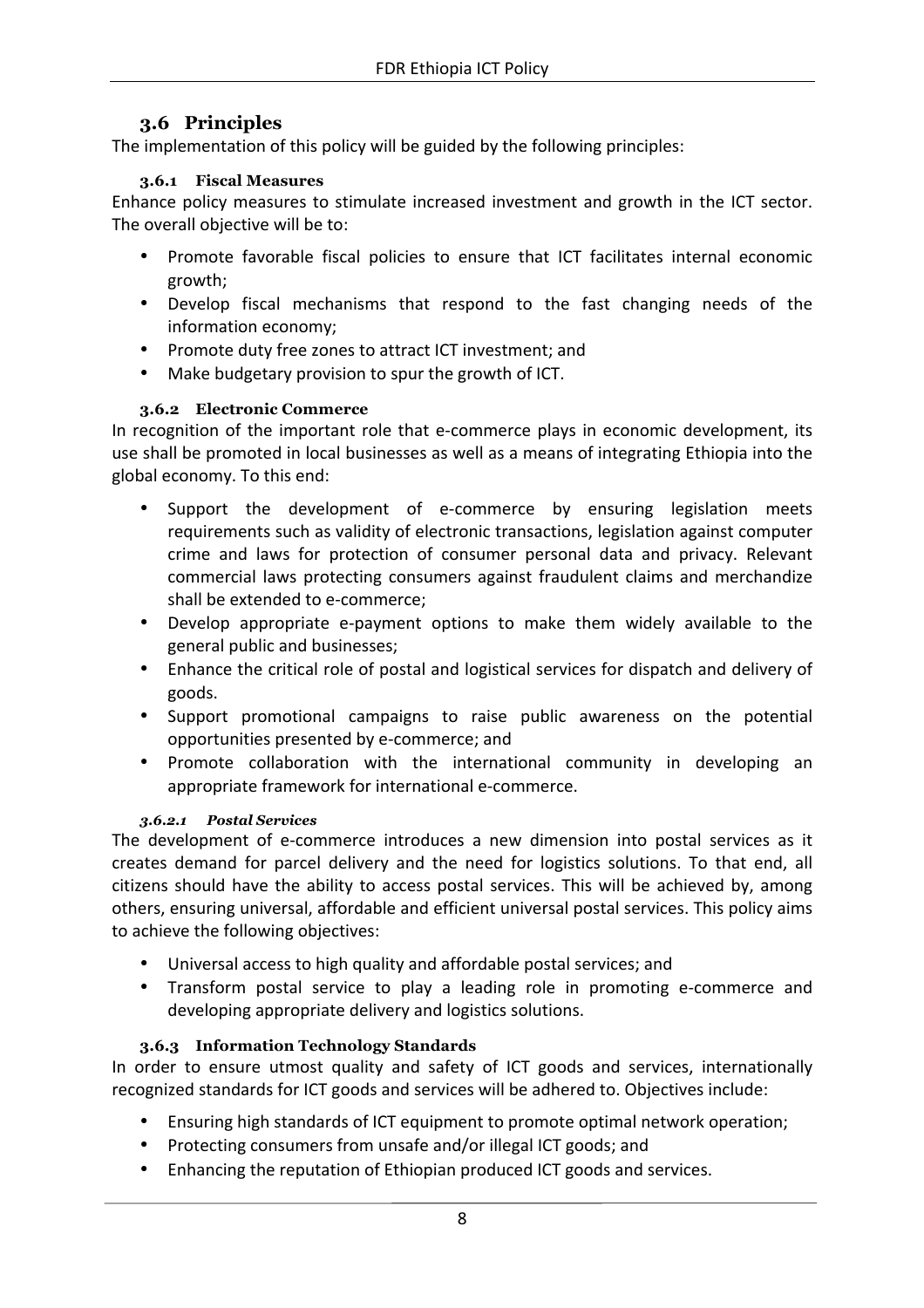## 3.6 Principles

The implementation of this policy will be guided by the following principles:

### 3.6.1 Fiscal Measures

Enhance policy measures to stimulate increased investment and growth in the ICT sector. The overall objective will be to:

- Promote favorable fiscal policies to ensure that ICT facilitates internal economic growth;
- Develop fiscal mechanisms that respond to the fast changing needs of the information economy;
- Promote duty free zones to attract ICT investment; and
- Make budgetary provision to spur the growth of ICT.

### 3.6.2 Electronic Commerce

In recognition of the important role that e-commerce plays in economic development, its use shall be promoted in local businesses as well as a means of integrating Ethiopia into the global economy. To this end:

- Support the development of e-commerce by ensuring legislation meets requirements such as validity of electronic transactions, legislation against computer crime and laws for protection of consumer personal data and privacy. Relevant commercial laws protecting consumers against fraudulent claims and merchandize shall be extended to e-commerce;
- Develop appropriate e-payment options to make them widely available to the general public and businesses;
- Enhance the critical role of postal and logistical services for dispatch and delivery of goods.
- Support promotional campaigns to raise public awareness on the potential opportunities presented by e-commerce; and
- Promote collaboration with the international community in developing an appropriate framework for international e-commerce.

#### *3.6.2.1 Postal Services*

The development of e-commerce introduces a new dimension into postal services as it creates demand for parcel delivery and the need for logistics solutions. To that end, all citizens should have the ability to access postal services. This will be achieved by, among others, ensuring universal, affordable and efficient universal postal services. This policy aims to achieve the following objectives:

- Universal access to high quality and affordable postal services; and
- Transform postal service to play a leading role in promoting e-commerce and developing appropriate delivery and logistics solutions.

### 3.6.3 Information Technology Standards

In order to ensure utmost quality and safety of ICT goods and services, internationally recognized standards for ICT goods and services will be adhered to. Objectives include:

- Ensuring high standards of ICT equipment to promote optimal network operation;
- Protecting consumers from unsafe and/or illegal ICT goods; and
- Enhancing the reputation of Ethiopian produced ICT goods and services.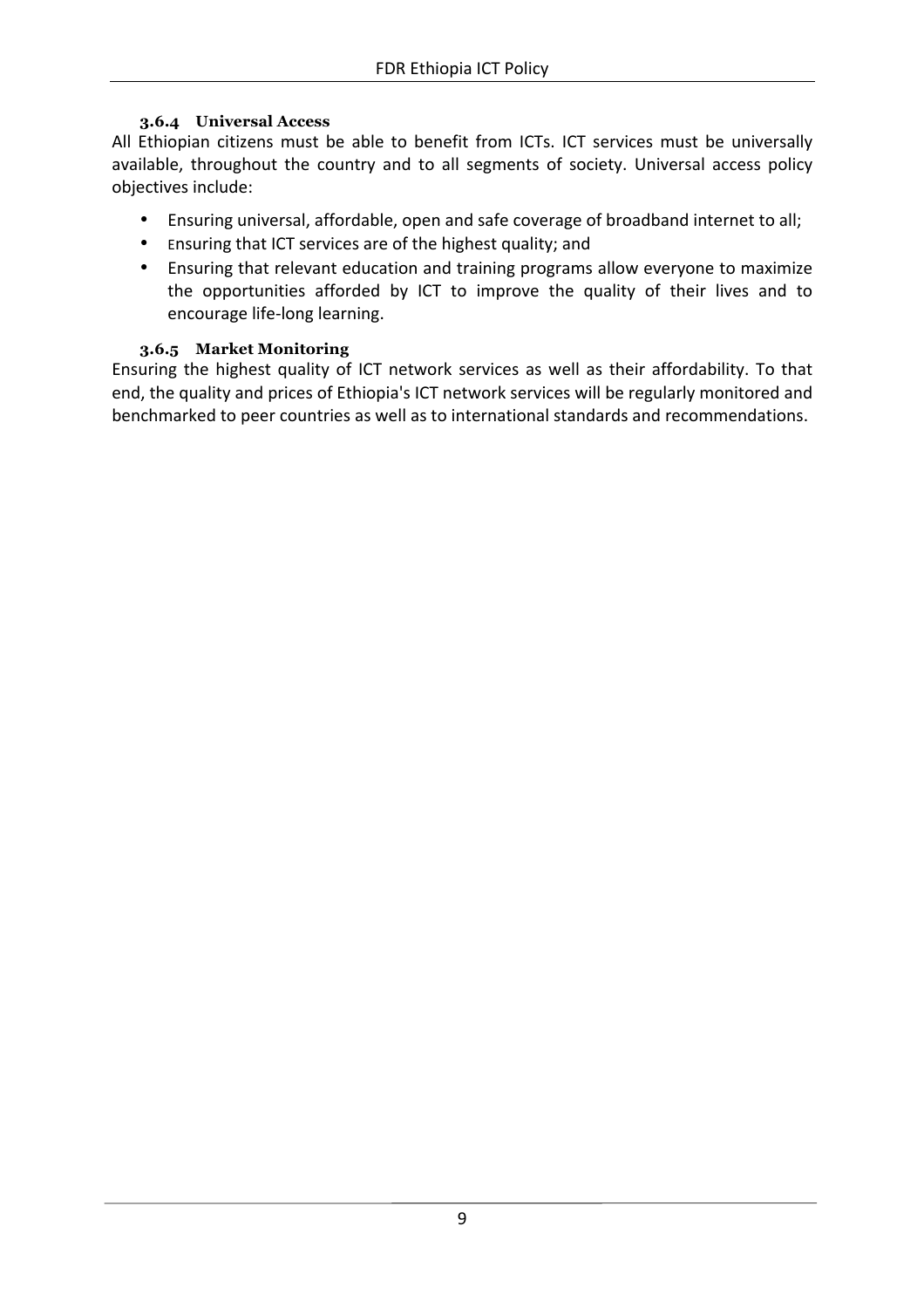#### 3.6.4 Universal Access

All Ethiopian citizens must be able to benefit from ICTs. ICT services must be universally available, throughout the country and to all segments of society. Universal access policy objectives include:

- Ensuring universal, affordable, open and safe coverage of broadband internet to all;
- Ensuring that ICT services are of the highest quality; and
- Ensuring that relevant education and training programs allow everyone to maximize the opportunities afforded by ICT to improve the quality of their lives and to encourage life-long learning.

#### 3.6.5 Market Monitoring

Ensuring the highest quality of ICT network services as well as their affordability. To that end, the quality and prices of Ethiopia's ICT network services will be regularly monitored and benchmarked to peer countries as well as to international standards and recommendations.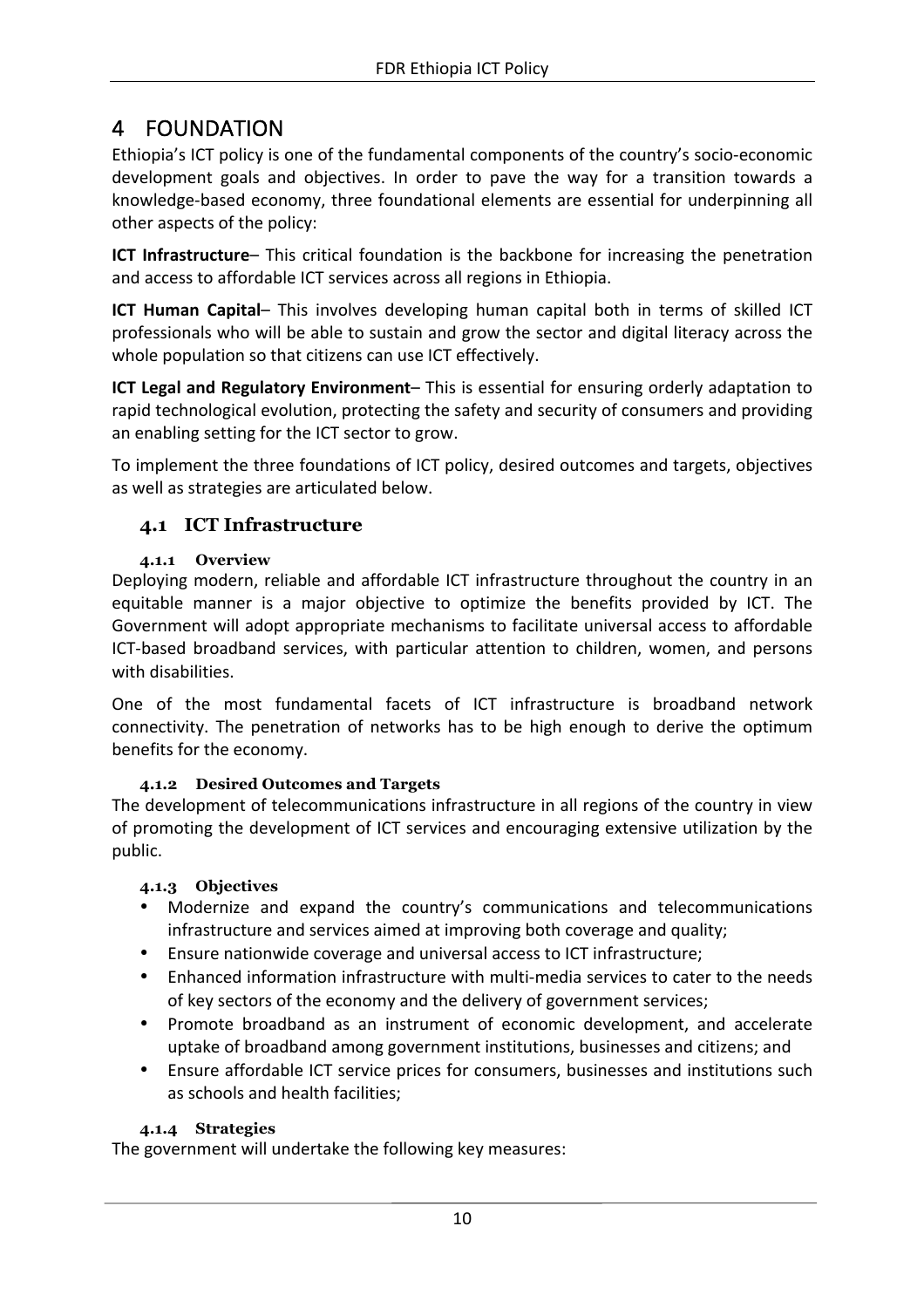# 4 FOUNDATION

Ethiopia's ICT policy is one of the fundamental components of the country's socio-economic development goals and objectives. In order to pave the way for a transition towards a knowledge-based economy, three foundational elements are essential for underpinning all other aspects of the policy:

**ICT Infrastructure**– This critical foundation is the backbone for increasing the penetration and access to affordable ICT services across all regions in Ethiopia.

**ICT Human Capital**– This involves developing human capital both in terms of skilled ICT professionals who will be able to sustain and grow the sector and digital literacy across the whole population so that citizens can use ICT effectively.

**ICT Legal and Regulatory Environment**– This is essential for ensuring orderly adaptation to rapid technological evolution, protecting the safety and security of consumers and providing an enabling setting for the ICT sector to grow.

To implement the three foundations of ICT policy, desired outcomes and targets, objectives as well as strategies are articulated below.

## 4.1 ICT Infrastructure

### 4.1.1 Overview

Deploying modern, reliable and affordable ICT infrastructure throughout the country in an equitable manner is a major objective to optimize the benefits provided by ICT. The Government will adopt appropriate mechanisms to facilitate universal access to affordable ICT-based broadband services, with particular attention to children, women, and persons with disabilities.

One of the most fundamental facets of ICT infrastructure is broadband network connectivity. The penetration of networks has to be high enough to derive the optimum benefits for the economy.

### 4.1.2 Desired Outcomes and Targets

The development of telecommunications infrastructure in all regions of the country in view of promoting the development of ICT services and encouraging extensive utilization by the public.

### 4.1.3 Objectives

- Modernize and expand the country's communications and telecommunications infrastructure and services aimed at improving both coverage and quality;
- Ensure nationwide coverage and universal access to ICT infrastructure;
- Enhanced information infrastructure with multi-media services to cater to the needs of key sectors of the economy and the delivery of government services;
- Promote broadband as an instrument of economic development, and accelerate uptake of broadband among government institutions, businesses and citizens; and
- Ensure affordable ICT service prices for consumers, businesses and institutions such as schools and health facilities;

### 4.1.4 Strategies

The government will undertake the following key measures: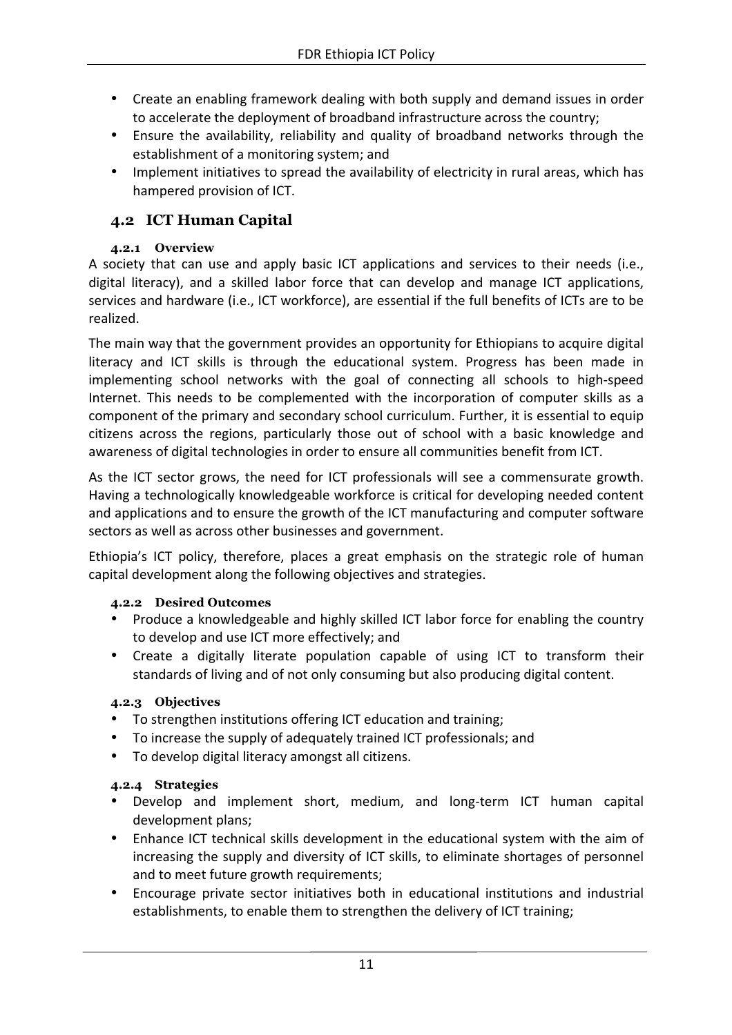- Create an enabling framework dealing with both supply and demand issues in order to accelerate the deployment of broadband infrastructure across the country;
- Ensure the availability, reliability and quality of broadband networks through the establishment of a monitoring system; and
- Implement initiatives to spread the availability of electricity in rural areas, which has hampered provision of ICT.

## 4.2 ICT Human Capital

### 4.2.1 Overview

A society that can use and apply basic ICT applications and services to their needs (i.e., digital literacy), and a skilled labor force that can develop and manage ICT applications, services and hardware (i.e., ICT workforce), are essential if the full benefits of ICTs are to be realized.

The main way that the government provides an opportunity for Ethiopians to acquire digital literacy and ICT skills is through the educational system. Progress has been made in implementing school networks with the goal of connecting all schools to high-speed Internet. This needs to be complemented with the incorporation of computer skills as a component of the primary and secondary school curriculum. Further, it is essential to equip citizens across the regions, particularly those out of school with a basic knowledge and awareness of digital technologies in order to ensure all communities benefit from ICT.

As the ICT sector grows, the need for ICT professionals will see a commensurate growth. Having a technologically knowledgeable workforce is critical for developing needed content and applications and to ensure the growth of the ICT manufacturing and computer software sectors as well as across other businesses and government.

Ethiopia's ICT policy, therefore, places a great emphasis on the strategic role of human capital development along the following objectives and strategies.

### 4.2.2 Desired Outcomes

- Produce a knowledgeable and highly skilled ICT labor force for enabling the country to develop and use ICT more effectively; and
- Create a digitally literate population capable of using ICT to transform their standards of living and of not only consuming but also producing digital content.

### 4.2.3 Objectives

- To strengthen institutions offering ICT education and training;
- To increase the supply of adequately trained ICT professionals; and
- To develop digital literacy amongst all citizens.

### 4.2.4 Strategies

- Develop and implement short, medium, and long-term ICT human capital development plans;
- Enhance ICT technical skills development in the educational system with the aim of increasing the supply and diversity of ICT skills, to eliminate shortages of personnel and to meet future growth requirements;
- Encourage private sector initiatives both in educational institutions and industrial establishments, to enable them to strengthen the delivery of ICT training;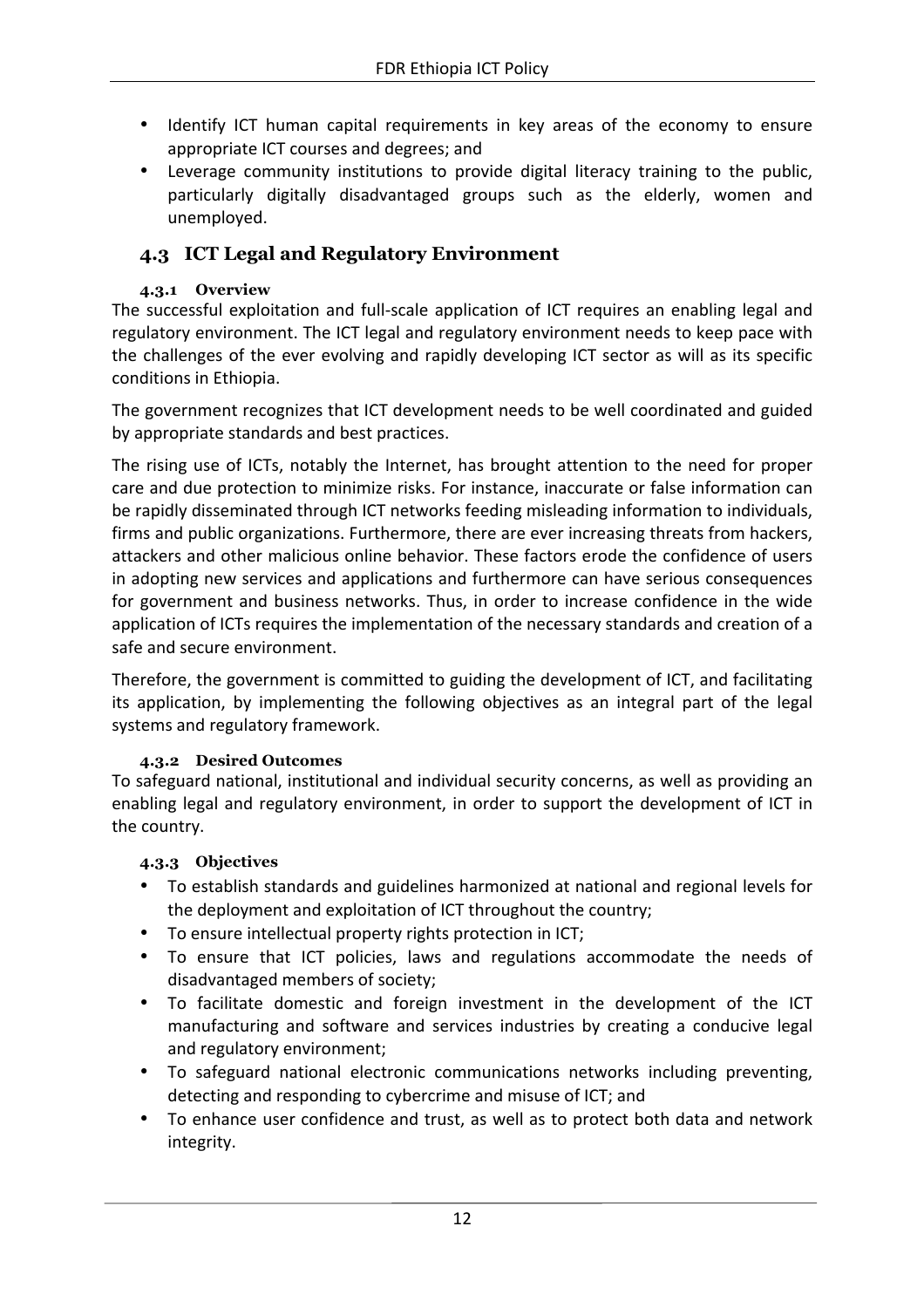- Identify ICT human capital requirements in key areas of the economy to ensure appropriate ICT courses and degrees; and
- Leverage community institutions to provide digital literacy training to the public, particularly digitally disadvantaged groups such as the elderly, women and unemployed.

## 4.3 ICT Legal and Regulatory Environment

### 4.3.1 Overview

The successful exploitation and full-scale application of ICT requires an enabling legal and regulatory environment. The ICT legal and regulatory environment needs to keep pace with the challenges of the ever evolving and rapidly developing ICT sector as will as its specific conditions in Ethiopia.

The government recognizes that ICT development needs to be well coordinated and guided by appropriate standards and best practices.

The rising use of ICTs, notably the Internet, has brought attention to the need for proper care and due protection to minimize risks. For instance, inaccurate or false information can be rapidly disseminated through ICT networks feeding misleading information to individuals, firms and public organizations. Furthermore, there are ever increasing threats from hackers, attackers and other malicious online behavior. These factors erode the confidence of users in adopting new services and applications and furthermore can have serious consequences for government and business networks. Thus, in order to increase confidence in the wide application of ICTs requires the implementation of the necessary standards and creation of a safe and secure environment.

Therefore, the government is committed to guiding the development of ICT, and facilitating its application, by implementing the following objectives as an integral part of the legal systems and regulatory framework.

### 4.3.2 Desired Outcomes

To safeguard national, institutional and individual security concerns, as well as providing an enabling legal and regulatory environment, in order to support the development of ICT in the country.

### 4.3.3 Objectives

- To establish standards and guidelines harmonized at national and regional levels for the deployment and exploitation of ICT throughout the country;
- To ensure intellectual property rights protection in ICT;
- To ensure that ICT policies, laws and regulations accommodate the needs of disadvantaged members of society;
- To facilitate domestic and foreign investment in the development of the ICT manufacturing and software and services industries by creating a conducive legal and regulatory environment;
- To safeguard national electronic communications networks including preventing, detecting and responding to cybercrime and misuse of ICT; and
- To enhance user confidence and trust, as well as to protect both data and network integrity.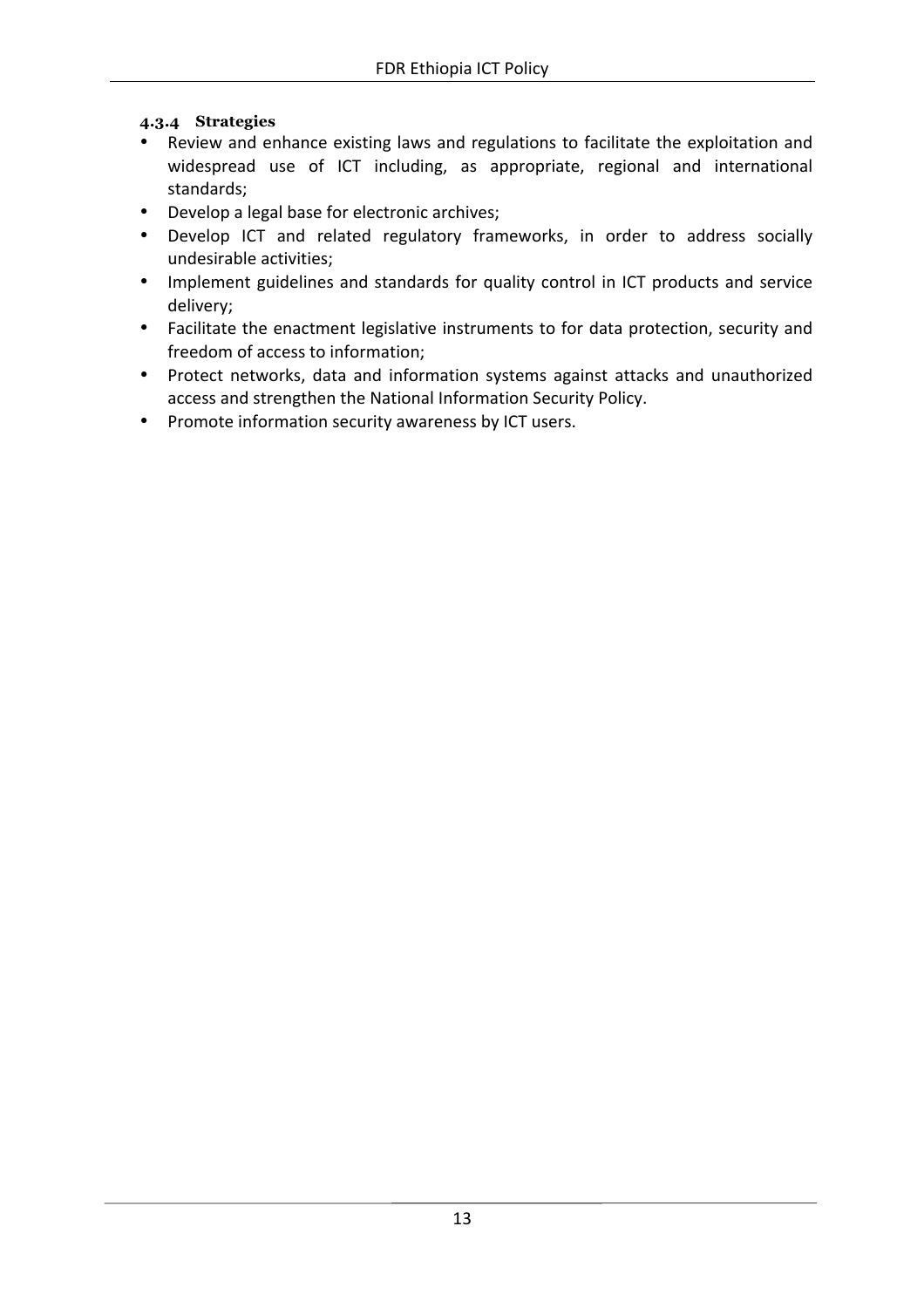#### 4.3.4 Strategies

- Review and enhance existing laws and regulations to facilitate the exploitation and widespread use of ICT including, as appropriate, regional and international standards;
- Develop a legal base for electronic archives;
- Develop ICT and related regulatory frameworks, in order to address socially undesirable activities;
- Implement guidelines and standards for quality control in ICT products and service delivery;
- Facilitate the enactment legislative instruments to for data protection, security and freedom of access to information;
- Protect networks, data and information systems against attacks and unauthorized access and strengthen the National Information Security Policy.
- Promote information security awareness by ICT users.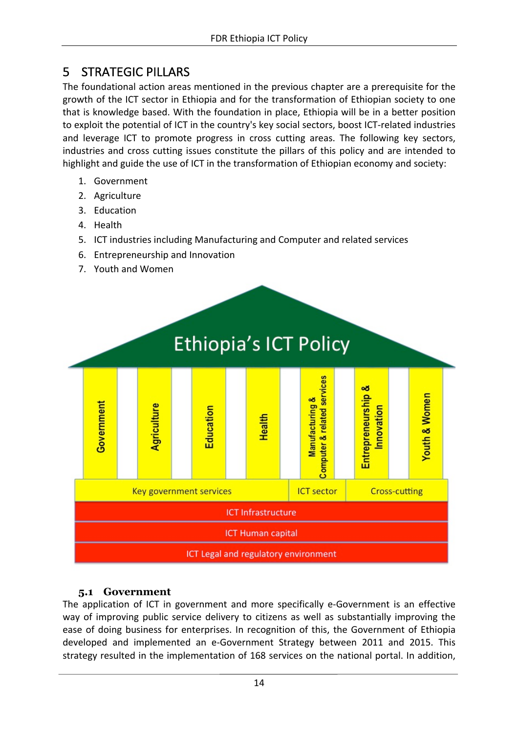# 5 STRATEGIC PILLARS

The foundational action areas mentioned in the previous chapter are a prerequisite for the growth of the ICT sector in Ethiopia and for the transformation of Ethiopian society to one that is knowledge based. With the foundation in place, Ethiopia will be in a better position to exploit the potential of ICT in the country's key social sectors, boost ICT-related industries and leverage ICT to promote progress in cross cutting areas. The following key sectors, industries and cross cutting issues constitute the pillars of this policy and are intended to highlight and guide the use of ICT in the transformation of Ethiopian economy and society:

1. Government
2. Agriculture
3. Education
4. Health
5. ICT industries including Manufacturing and Computer and related services
6. Entrepreneurship and Innovation
7. Youth and Women

## 5.1 Government

The application of ICT in government and more specifically e-Government is an effective way of improving public service delivery to citizens as well as substantially improving the ease of doing business for enterprises. In recognition of this, the Government of Ethiopia developed and implemented an e-Government Strategy between 2011 and 2015. This strategy resulted in the implementation of 168 services on the national portal. In addition,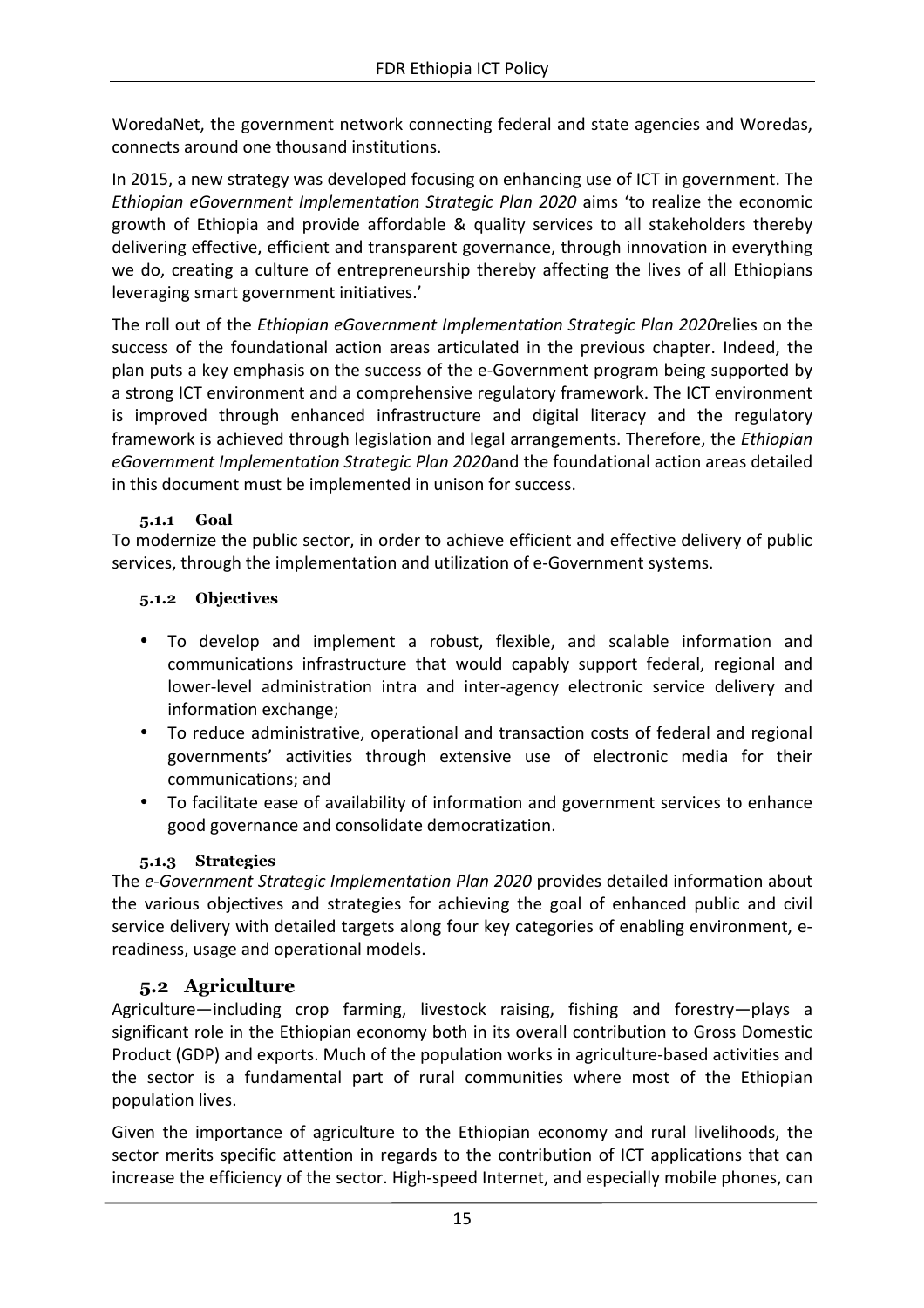WoredaNet, the government network connecting federal and state agencies and Woredas, connects around one thousand institutions.

In 2015, a new strategy was developed focusing on enhancing use of ICT in government. The *Ethiopian eGovernment Implementation Strategic Plan 2020* aims 'to realize the economic growth of Ethiopia and provide affordable & quality services to all stakeholders thereby delivering effective, efficient and transparent governance, through innovation in everything we do, creating a culture of entrepreneurship thereby affecting the lives of all Ethiopians leveraging smart government initiatives.'

The roll out of the *Ethiopian eGovernment Implementation Strategic Plan 2020*relies on the success of the foundational action areas articulated in the previous chapter. Indeed, the plan puts a key emphasis on the success of the e-Government program being supported by a strong ICT environment and a comprehensive regulatory framework. The ICT environment is improved through enhanced infrastructure and digital literacy and the regulatory framework is achieved through legislation and legal arrangements. Therefore, the *Ethiopian eGovernment Implementation Strategic Plan 2020*and the foundational action areas detailed in this document must be implemented in unison for success.

#### 5.1.1 Goal

To modernize the public sector, in order to achieve efficient and effective delivery of public services, through the implementation and utilization of e-Government systems.

#### 5.1.2 Objectives

- To develop and implement a robust, flexible, and scalable information and communications infrastructure that would capably support federal, regional and lower-level administration intra and inter-agency electronic service delivery and information exchange;
- To reduce administrative, operational and transaction costs of federal and regional governments' activities through extensive use of electronic media for their communications; and
- To facilitate ease of availability of information and government services to enhance good governance and consolidate democratization.

#### 5.1.3 Strategies

The *e-Government Strategic Implementation Plan 2020* provides detailed information about the various objectives and strategies for achieving the goal of enhanced public and civil service delivery with detailed targets along four key categories of enabling environment, e-readiness, usage and operational models.

### 5.2 Agriculture

Agriculture—including crop farming, livestock raising, fishing and forestry—plays a significant role in the Ethiopian economy both in its overall contribution to Gross Domestic Product (GDP) and exports. Much of the population works in agriculture-based activities and the sector is a fundamental part of rural communities where most of the Ethiopian population lives.

Given the importance of agriculture to the Ethiopian economy and rural livelihoods, the sector merits specific attention in regards to the contribution of ICT applications that can increase the efficiency of the sector. High-speed Internet, and especially mobile phones, can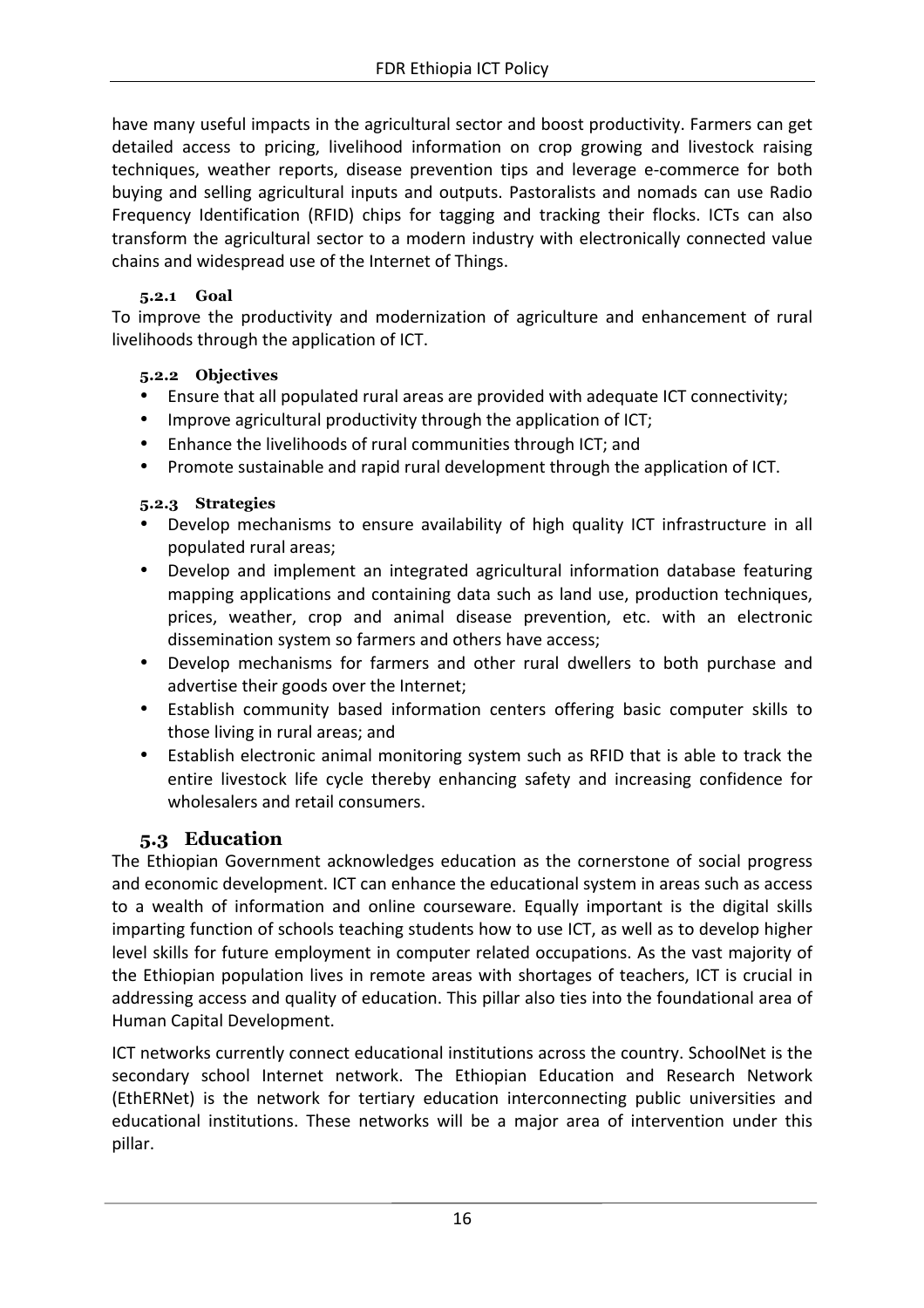have many useful impacts in the agricultural sector and boost productivity. Farmers can get detailed access to pricing, livelihood information on crop growing and livestock raising techniques, weather reports, disease prevention tips and leverage e-commerce for both buying and selling agricultural inputs and outputs. Pastoralists and nomads can use Radio Frequency Identification (RFID) chips for tagging and tracking their flocks. ICTs can also transform the agricultural sector to a modern industry with electronically connected value chains and widespread use of the Internet of Things.

#### 5.2.1 Goal

To improve the productivity and modernization of agriculture and enhancement of rural livelihoods through the application of ICT.

#### 5.2.2 Objectives

- Ensure that all populated rural areas are provided with adequate ICT connectivity;
- Improve agricultural productivity through the application of ICT;
- Enhance the livelihoods of rural communities through ICT; and
- Promote sustainable and rapid rural development through the application of ICT.

#### 5.2.3 Strategies

- Develop mechanisms to ensure availability of high quality ICT infrastructure in all populated rural areas;
- Develop and implement an integrated agricultural information database featuring mapping applications and containing data such as land use, production techniques, prices, weather, crop and animal disease prevention, etc. with an electronic dissemination system so farmers and others have access;
- Develop mechanisms for farmers and other rural dwellers to both purchase and advertise their goods over the Internet;
- Establish community based information centers offering basic computer skills to those living in rural areas; and
- Establish electronic animal monitoring system such as RFID that is able to track the entire livestock life cycle thereby enhancing safety and increasing confidence for wholesalers and retail consumers.

### 5.3 Education

The Ethiopian Government acknowledges education as the cornerstone of social progress and economic development. ICT can enhance the educational system in areas such as access to a wealth of information and online courseware. Equally important is the digital skills imparting function of schools teaching students how to use ICT, as well as to develop higher level skills for future employment in computer related occupations. As the vast majority of the Ethiopian population lives in remote areas with shortages of teachers, ICT is crucial in addressing access and quality of education. This pillar also ties into the foundational area of Human Capital Development.

ICT networks currently connect educational institutions across the country. SchoolNet is the secondary school Internet network. The Ethiopian Education and Research Network (EthERNet) is the network for tertiary education interconnecting public universities and educational institutions. These networks will be a major area of intervention under this pillar.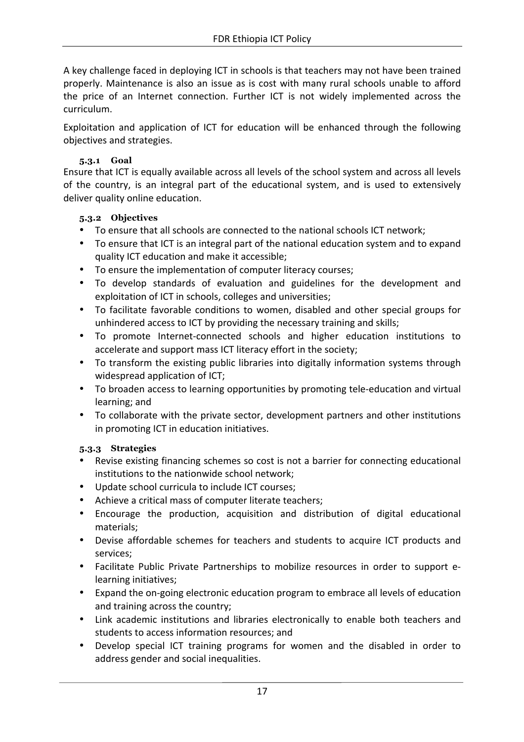A key challenge faced in deploying ICT in schools is that teachers may not have been trained properly. Maintenance is also an issue as is cost with many rural schools unable to afford the price of an Internet connection. Further ICT is not widely implemented across the curriculum.

Exploitation and application of ICT for education will be enhanced through the following objectives and strategies.

### 5.3.1 Goal

Ensure that ICT is equally available across all levels of the school system and across all levels of the country, is an integral part of the educational system, and is used to extensively deliver quality online education.

### 5.3.2 Objectives

- To ensure that all schools are connected to the national schools ICT network;
- To ensure that ICT is an integral part of the national education system and to expand quality ICT education and make it accessible;
- To ensure the implementation of computer literacy courses;
- To develop standards of evaluation and guidelines for the development and exploitation of ICT in schools, colleges and universities;
- To facilitate favorable conditions to women, disabled and other special groups for unhindered access to ICT by providing the necessary training and skills;
- To promote Internet-connected schools and higher education institutions to accelerate and support mass ICT literacy effort in the society;
- To transform the existing public libraries into digitally information systems through widespread application of ICT;
- To broaden access to learning opportunities by promoting tele-education and virtual learning; and
- To collaborate with the private sector, development partners and other institutions in promoting ICT in education initiatives.

### 5.3.3 Strategies

- Revise existing financing schemes so cost is not a barrier for connecting educational institutions to the nationwide school network;
- Update school curricula to include ICT courses;
- Achieve a critical mass of computer literate teachers;
- Encourage the production, acquisition and distribution of digital educational materials;
- Devise affordable schemes for teachers and students to acquire ICT products and services;
- Facilitate Public Private Partnerships to mobilize resources in order to support e-learning initiatives;
- Expand the on-going electronic education program to embrace all levels of education and training across the country;
- Link academic institutions and libraries electronically to enable both teachers and students to access information resources; and
- Develop special ICT training programs for women and the disabled in order to address gender and social inequalities.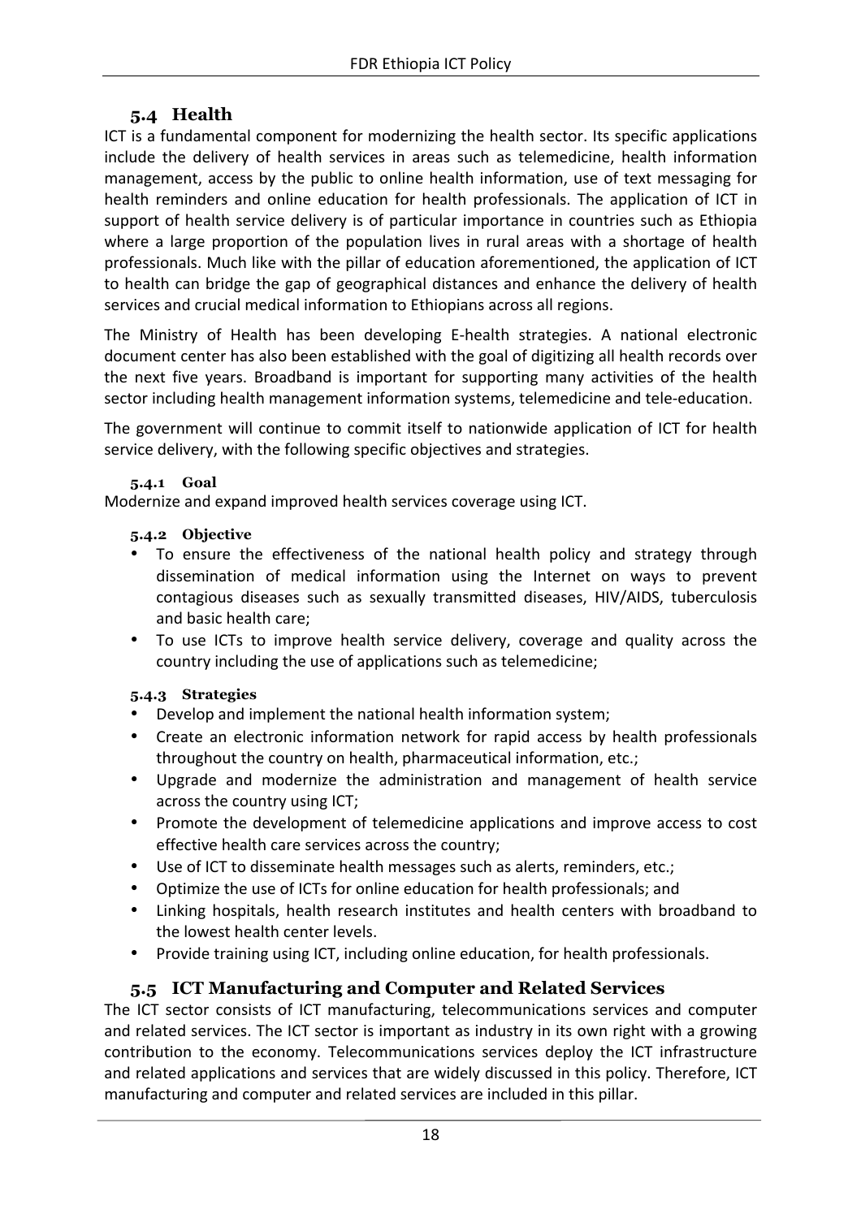## 5.4 Health

ICT is a fundamental component for modernizing the health sector. Its specific applications include the delivery of health services in areas such as telemedicine, health information management, access by the public to online health information, use of text messaging for health reminders and online education for health professionals. The application of ICT in support of health service delivery is of particular importance in countries such as Ethiopia where a large proportion of the population lives in rural areas with a shortage of health professionals. Much like with the pillar of education aforementioned, the application of ICT to health can bridge the gap of geographical distances and enhance the delivery of health services and crucial medical information to Ethiopians across all regions.

The Ministry of Health has been developing E-health strategies. A national electronic document center has also been established with the goal of digitizing all health records over the next five years. Broadband is important for supporting many activities of the health sector including health management information systems, telemedicine and tele-education.

The government will continue to commit itself to nationwide application of ICT for health service delivery, with the following specific objectives and strategies.

### 5.4.1 Goal

Modernize and expand improved health services coverage using ICT.

### 5.4.2 Objective

- To ensure the effectiveness of the national health policy and strategy through dissemination of medical information using the Internet on ways to prevent contagious diseases such as sexually transmitted diseases, HIV/AIDS, tuberculosis and basic health care;
- To use ICTs to improve health service delivery, coverage and quality across the country including the use of applications such as telemedicine;

### 5.4.3 Strategies

- Develop and implement the national health information system;
- Create an electronic information network for rapid access by health professionals throughout the country on health, pharmaceutical information, etc.;
- Upgrade and modernize the administration and management of health service across the country using ICT;
- Promote the development of telemedicine applications and improve access to cost effective health care services across the country;
- Use of ICT to disseminate health messages such as alerts, reminders, etc.;
- Optimize the use of ICTs for online education for health professionals; and
- Linking hospitals, health research institutes and health centers with broadband to the lowest health center levels.
- Provide training using ICT, including online education, for health professionals.

## 5.5 ICT Manufacturing and Computer and Related Services

The ICT sector consists of ICT manufacturing, telecommunications services and computer and related services. The ICT sector is important as industry in its own right with a growing contribution to the economy. Telecommunications services deploy the ICT infrastructure and related applications and services that are widely discussed in this policy. Therefore, ICT manufacturing and computer and related services are included in this pillar.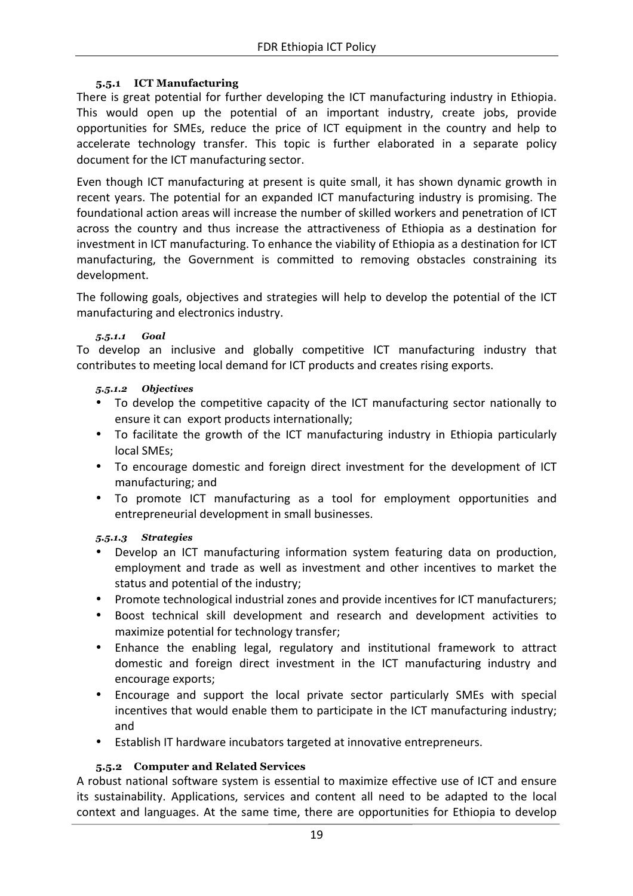#### 5.5.1 ICT Manufacturing

There is great potential for further developing the ICT manufacturing industry in Ethiopia. This would open up the potential of an important industry, create jobs, provide opportunities for SMEs, reduce the price of ICT equipment in the country and help to accelerate technology transfer. This topic is further elaborated in a separate policy document for the ICT manufacturing sector.

Even though ICT manufacturing at present is quite small, it has shown dynamic growth in recent years. The potential for an expanded ICT manufacturing industry is promising. The foundational action areas will increase the number of skilled workers and penetration of ICT across the country and thus increase the attractiveness of Ethiopia as a destination for investment in ICT manufacturing. To enhance the viability of Ethiopia as a destination for ICT manufacturing, the Government is committed to removing obstacles constraining its development.

The following goals, objectives and strategies will help to develop the potential of the ICT manufacturing and electronics industry.

##### *5.5.1.1 Goal*

To develop an inclusive and globally competitive ICT manufacturing industry that contributes to meeting local demand for ICT products and creates rising exports.

##### *5.5.1.2 Objectives*

- To develop the competitive capacity of the ICT manufacturing sector nationally to ensure it can export products internationally;
- To facilitate the growth of the ICT manufacturing industry in Ethiopia particularly local SMEs;
- To encourage domestic and foreign direct investment for the development of ICT manufacturing; and
- To promote ICT manufacturing as a tool for employment opportunities and entrepreneurial development in small businesses.

##### *5.5.1.3 Strategies*

- Develop an ICT manufacturing information system featuring data on production, employment and trade as well as investment and other incentives to market the status and potential of the industry;
- Promote technological industrial zones and provide incentives for ICT manufacturers;
- Boost technical skill development and research and development activities to maximize potential for technology transfer;
- Enhance the enabling legal, regulatory and institutional framework to attract domestic and foreign direct investment in the ICT manufacturing industry and encourage exports;
- Encourage and support the local private sector particularly SMEs with special incentives that would enable them to participate in the ICT manufacturing industry; and
- Establish IT hardware incubators targeted at innovative entrepreneurs.

#### 5.5.2 Computer and Related Services

A robust national software system is essential to maximize effective use of ICT and ensure its sustainability. Applications, services and content all need to be adapted to the local context and languages. At the same time, there are opportunities for Ethiopia to develop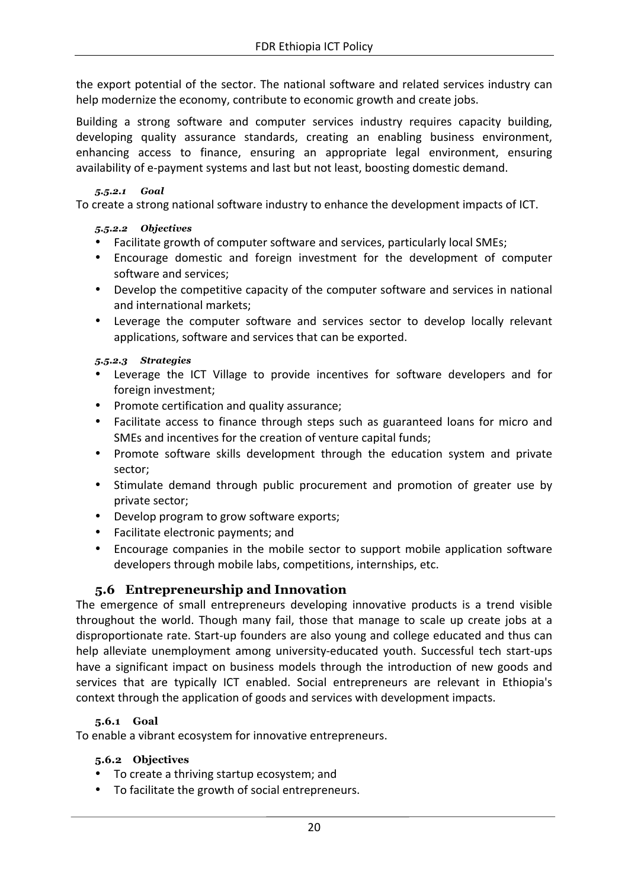the export potential of the sector. The national software and related services industry can help modernize the economy, contribute to economic growth and create jobs.

Building a strong software and computer services industry requires capacity building, developing quality assurance standards, creating an enabling business environment, enhancing access to finance, ensuring an appropriate legal environment, ensuring availability of e-payment systems and last but not least, boosting domestic demand.

#### *5.5.2.1 Goal*

To create a strong national software industry to enhance the development impacts of ICT.

#### *5.5.2.2 Objectives*

- Facilitate growth of computer software and services, particularly local SMEs;
- Encourage domestic and foreign investment for the development of computer software and services;
- Develop the competitive capacity of the computer software and services in national and international markets;
- Leverage the computer software and services sector to develop locally relevant applications, software and services that can be exported.

#### *5.5.2.3 Strategies*

- Leverage the ICT Village to provide incentives for software developers and for foreign investment;
- Promote certification and quality assurance;
- Facilitate access to finance through steps such as guaranteed loans for micro and SMEs and incentives for the creation of venture capital funds;
- Promote software skills development through the education system and private sector;
- Stimulate demand through public procurement and promotion of greater use by private sector;
- Develop program to grow software exports;
- Facilitate electronic payments; and
- Encourage companies in the mobile sector to support mobile application software developers through mobile labs, competitions, internships, etc.

## 5.6 Entrepreneurship and Innovation

The emergence of small entrepreneurs developing innovative products is a trend visible throughout the world. Though many fail, those that manage to scale up create jobs at a disproportionate rate. Start-up founders are also young and college educated and thus can help alleviate unemployment among university-educated youth. Successful tech start-ups have a significant impact on business models through the introduction of new goods and services that are typically ICT enabled. Social entrepreneurs are relevant in Ethiopia's context through the application of goods and services with development impacts.

### 5.6.1 Goal

To enable a vibrant ecosystem for innovative entrepreneurs.

### 5.6.2 Objectives

- To create a thriving startup ecosystem; and
- To facilitate the growth of social entrepreneurs.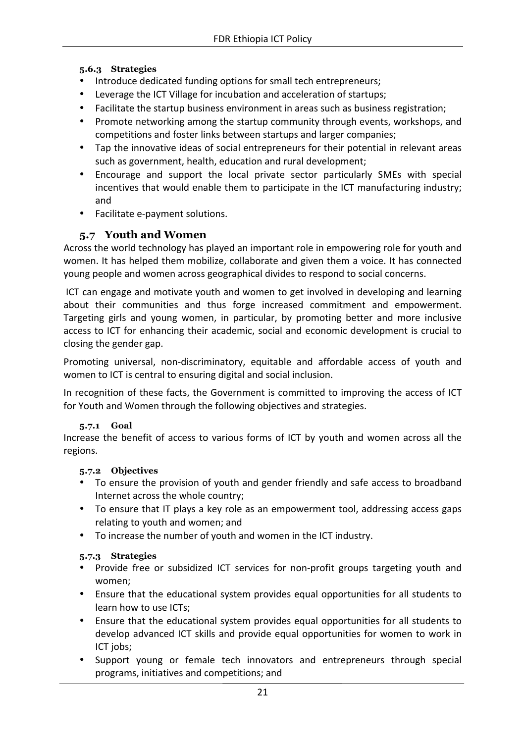#### 5.6.3 Strategies

- Introduce dedicated funding options for small tech entrepreneurs;
- Leverage the ICT Village for incubation and acceleration of startups;
- Facilitate the startup business environment in areas such as business registration;
- Promote networking among the startup community through events, workshops, and competitions and foster links between startups and larger companies;
- Tap the innovative ideas of social entrepreneurs for their potential in relevant areas such as government, health, education and rural development;
- Encourage and support the local private sector particularly SMEs with special incentives that would enable them to participate in the ICT manufacturing industry; and
- Facilitate e-payment solutions.

### 5.7 Youth and Women

Across the world technology has played an important role in empowering role for youth and women. It has helped them mobilize, collaborate and given them a voice. It has connected young people and women across geographical divides to respond to social concerns.

ICT can engage and motivate youth and women to get involved in developing and learning about their communities and thus forge increased commitment and empowerment. Targeting girls and young women, in particular, by promoting better and more inclusive access to ICT for enhancing their academic, social and economic development is crucial to closing the gender gap.

Promoting universal, non-discriminatory, equitable and affordable access of youth and women to ICT is central to ensuring digital and social inclusion.

In recognition of these facts, the Government is committed to improving the access of ICT for Youth and Women through the following objectives and strategies.

#### 5.7.1 Goal

Increase the benefit of access to various forms of ICT by youth and women across all the regions.

#### 5.7.2 Objectives

- To ensure the provision of youth and gender friendly and safe access to broadband Internet across the whole country;
- To ensure that IT plays a key role as an empowerment tool, addressing access gaps relating to youth and women; and
- To increase the number of youth and women in the ICT industry.

#### 5.7.3 Strategies

- Provide free or subsidized ICT services for non-profit groups targeting youth and women;
- Ensure that the educational system provides equal opportunities for all students to learn how to use ICTs;
- Ensure that the educational system provides equal opportunities for all students to develop advanced ICT skills and provide equal opportunities for women to work in ICT jobs;
- Support young or female tech innovators and entrepreneurs through special programs, initiatives and competitions; and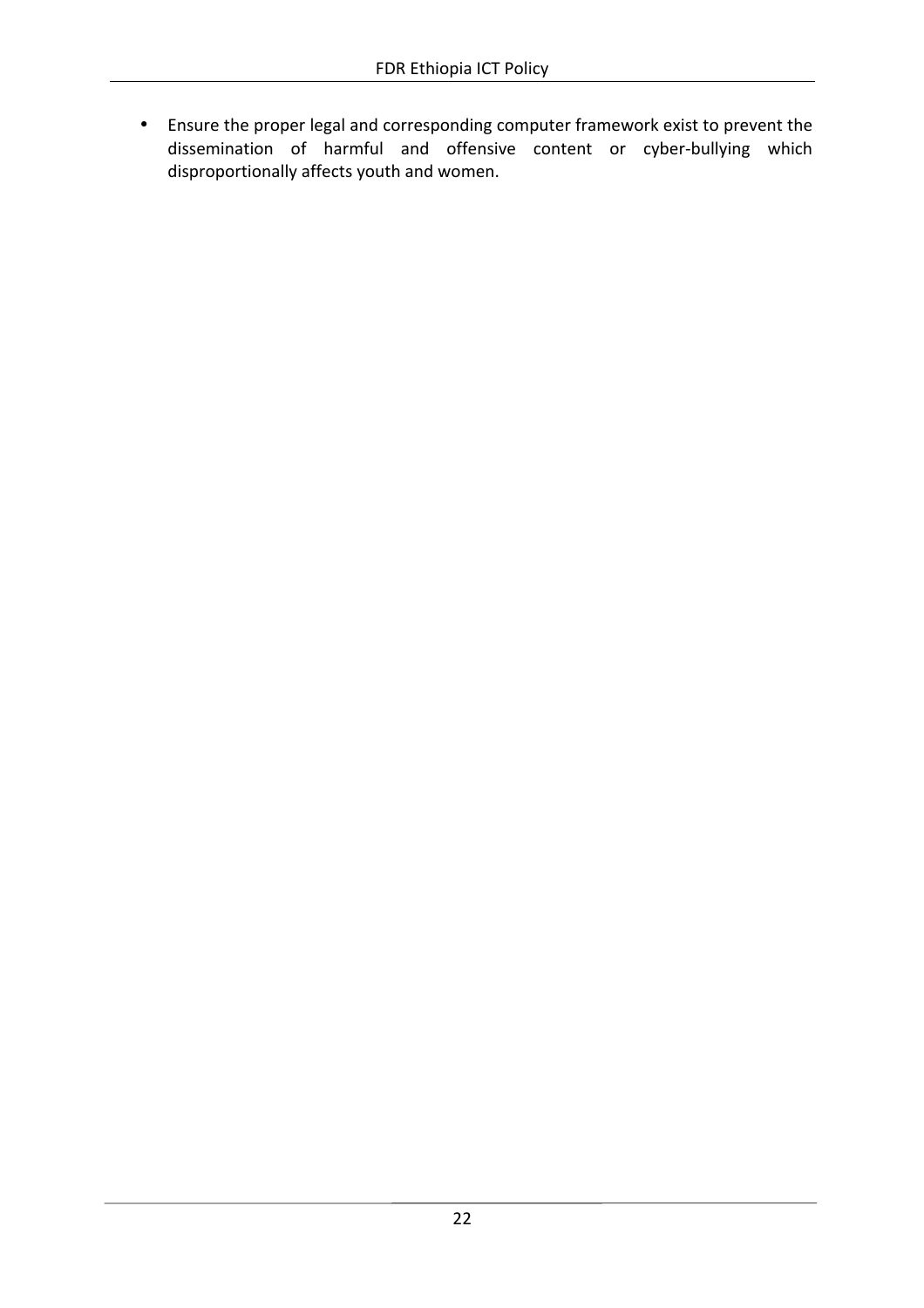- Ensure the proper legal and corresponding computer framework exist to prevent the dissemination of harmful and offensive content or cyber-bullying which disproportionally affects youth and women.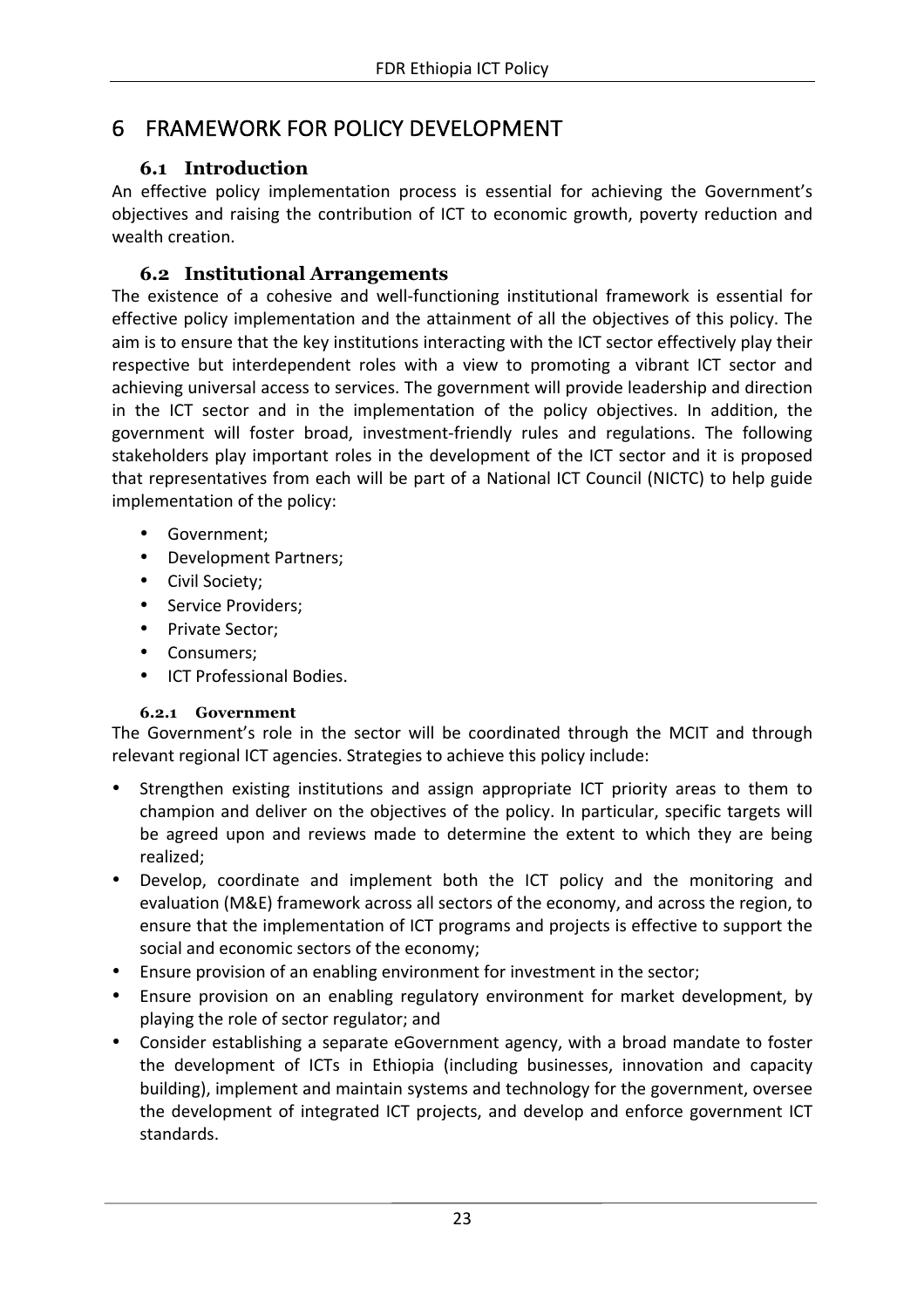# 6 FRAMEWORK FOR POLICY DEVELOPMENT

## 6.1 Introduction

An effective policy implementation process is essential for achieving the Government's objectives and raising the contribution of ICT to economic growth, poverty reduction and wealth creation.

## 6.2 Institutional Arrangements

The existence of a cohesive and well-functioning institutional framework is essential for effective policy implementation and the attainment of all the objectives of this policy. The aim is to ensure that the key institutions interacting with the ICT sector effectively play their respective but interdependent roles with a view to promoting a vibrant ICT sector and achieving universal access to services. The government will provide leadership and direction in the ICT sector and in the implementation of the policy objectives. In addition, the government will foster broad, investment-friendly rules and regulations. The following stakeholders play important roles in the development of the ICT sector and it is proposed that representatives from each will be part of a National ICT Council (NICTC) to help guide implementation of the policy:

- Government;
- Development Partners;
- Civil Society;
- Service Providers;
- Private Sector;
- Consumers;
- ICT Professional Bodies.

### 6.2.1 Government

The Government's role in the sector will be coordinated through the MCIT and through relevant regional ICT agencies. Strategies to achieve this policy include:

- Strengthen existing institutions and assign appropriate ICT priority areas to them to champion and deliver on the objectives of the policy. In particular, specific targets will be agreed upon and reviews made to determine the extent to which they are being realized;
- Develop, coordinate and implement both the ICT policy and the monitoring and evaluation (M&E) framework across all sectors of the economy, and across the region, to ensure that the implementation of ICT programs and projects is effective to support the social and economic sectors of the economy;
- Ensure provision of an enabling environment for investment in the sector;
- Ensure provision on an enabling regulatory environment for market development, by playing the role of sector regulator; and
- Consider establishing a separate eGovernment agency, with a broad mandate to foster the development of ICTs in Ethiopia (including businesses, innovation and capacity building), implement and maintain systems and technology for the government, oversee the development of integrated ICT projects, and develop and enforce government ICT standards.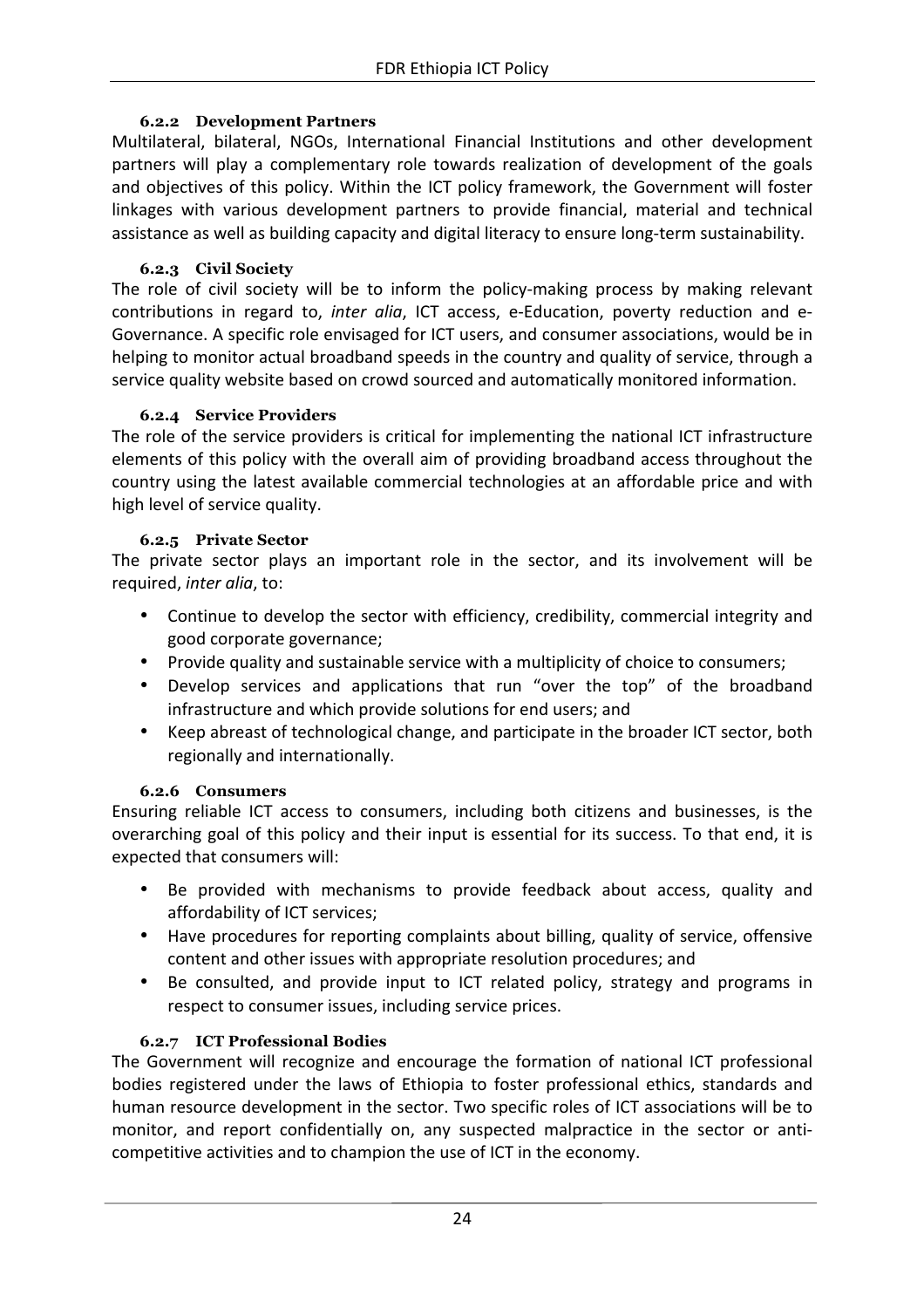#### 6.2.2 Development Partners

Multilateral, bilateral, NGOs, International Financial Institutions and other development partners will play a complementary role towards realization of development of the goals and objectives of this policy. Within the ICT policy framework, the Government will foster linkages with various development partners to provide financial, material and technical assistance as well as building capacity and digital literacy to ensure long-term sustainability.

#### 6.2.3 Civil Society

The role of civil society will be to inform the policy-making process by making relevant contributions in regard to, *inter alia*, ICT access, e-Education, poverty reduction and e-Governance. A specific role envisaged for ICT users, and consumer associations, would be in helping to monitor actual broadband speeds in the country and quality of service, through a service quality website based on crowd sourced and automatically monitored information.

#### 6.2.4 Service Providers

The role of the service providers is critical for implementing the national ICT infrastructure elements of this policy with the overall aim of providing broadband access throughout the country using the latest available commercial technologies at an affordable price and with high level of service quality.

#### 6.2.5 Private Sector

The private sector plays an important role in the sector, and its involvement will be required, *inter alia*, to:

- Continue to develop the sector with efficiency, credibility, commercial integrity and good corporate governance;
- Provide quality and sustainable service with a multiplicity of choice to consumers;
- Develop services and applications that run "over the top" of the broadband infrastructure and which provide solutions for end users; and
- Keep abreast of technological change, and participate in the broader ICT sector, both regionally and internationally.

#### 6.2.6 Consumers

Ensuring reliable ICT access to consumers, including both citizens and businesses, is the overarching goal of this policy and their input is essential for its success. To that end, it is expected that consumers will:

- Be provided with mechanisms to provide feedback about access, quality and affordability of ICT services;
- Have procedures for reporting complaints about billing, quality of service, offensive content and other issues with appropriate resolution procedures; and
- Be consulted, and provide input to ICT related policy, strategy and programs in respect to consumer issues, including service prices.

#### 6.2.7 ICT Professional Bodies

The Government will recognize and encourage the formation of national ICT professional bodies registered under the laws of Ethiopia to foster professional ethics, standards and human resource development in the sector. Two specific roles of ICT associations will be to monitor, and report confidentially on, any suspected malpractice in the sector or anti-competitive activities and to champion the use of ICT in the economy.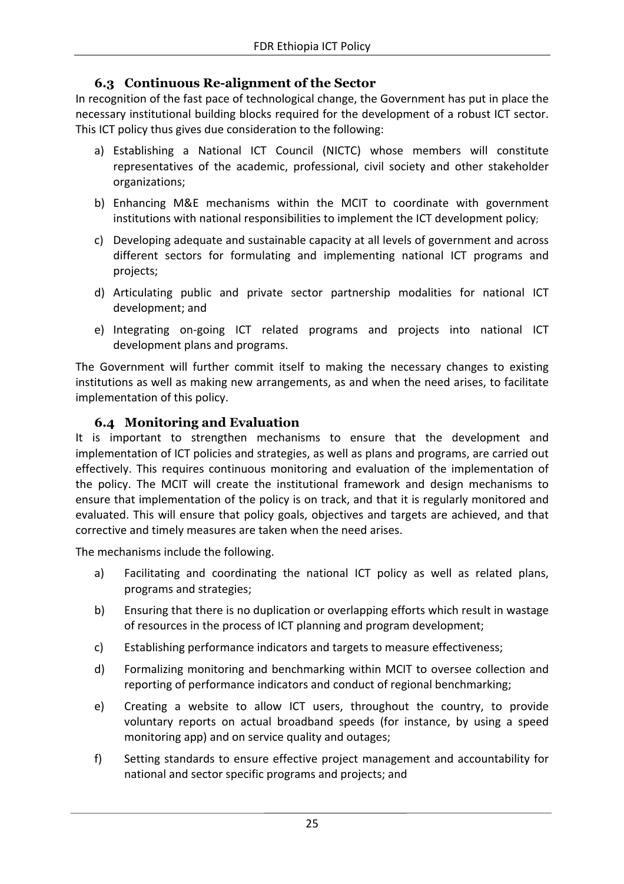### 6.3 Continuous Re-alignment of the Sector

In recognition of the fast pace of technological change, the Government has put in place the necessary institutional building blocks required for the development of a robust ICT sector. This ICT policy thus gives due consideration to the following:

a) Establishing a National ICT Council (NICTC) whose members will constitute representatives of the academic, professional, civil society and other stakeholder organizations;

b) Enhancing M&E mechanisms within the MCIT to coordinate with government institutions with national responsibilities to implement the ICT development policy;

c) Developing adequate and sustainable capacity at all levels of government and across different sectors for formulating and implementing national ICT programs and projects;

d) Articulating public and private sector partnership modalities for national ICT development; and

e) Integrating on-going ICT related programs and projects into national ICT development plans and programs.

The Government will further commit itself to making the necessary changes to existing institutions as well as making new arrangements, as and when the need arises, to facilitate implementation of this policy.

### 6.4 Monitoring and Evaluation

It is important to strengthen mechanisms to ensure that the development and implementation of ICT policies and strategies, as well as plans and programs, are carried out effectively. This requires continuous monitoring and evaluation of the implementation of the policy. The MCIT will create the institutional framework and design mechanisms to ensure that implementation of the policy is on track, and that it is regularly monitored and evaluated. This will ensure that policy goals, objectives and targets are achieved, and that corrective and timely measures are taken when the need arises.

The mechanisms include the following.

a) Facilitating and coordinating the national ICT policy as well as related plans, programs and strategies;

b) Ensuring that there is no duplication or overlapping efforts which result in wastage of resources in the process of ICT planning and program development;

c) Establishing performance indicators and targets to measure effectiveness;

d) Formalizing monitoring and benchmarking within MCIT to oversee collection and reporting of performance indicators and conduct of regional benchmarking;

e) Creating a website to allow ICT users, throughout the country, to provide voluntary reports on actual broadband speeds (for instance, by using a speed monitoring app) and on service quality and outages;

f) Setting standards to ensure effective project management and accountability for national and sector specific programs and projects; and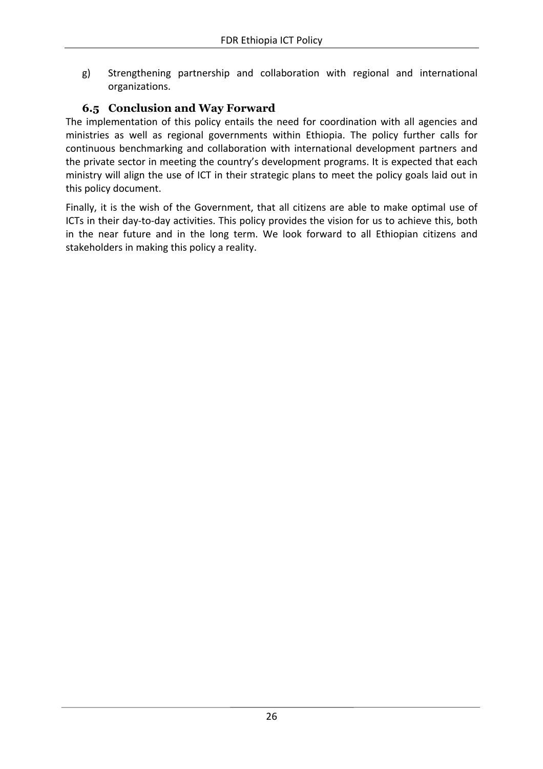g) Strengthening partnership and collaboration with regional and international organizations.

### 6.5 Conclusion and Way Forward

The implementation of this policy entails the need for coordination with all agencies and ministries as well as regional governments within Ethiopia. The policy further calls for continuous benchmarking and collaboration with international development partners and the private sector in meeting the country's development programs. It is expected that each ministry will align the use of ICT in their strategic plans to meet the policy goals laid out in this policy document.

Finally, it is the wish of the Government, that all citizens are able to make optimal use of ICTs in their day-to-day activities. This policy provides the vision for us to achieve this, both in the near future and in the long term. We look forward to all Ethiopian citizens and stakeholders in making this policy a reality.